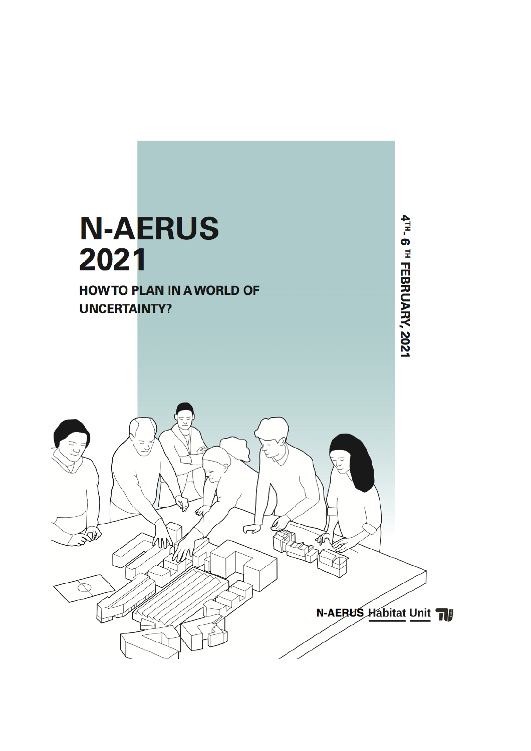# N-AERUS 2021

## HOW TO PLAN IN A WORLD OF UNCERTAINTY?

4TH- 6 TH FEBRUARY, 2021

N-AERUS Habitat Unit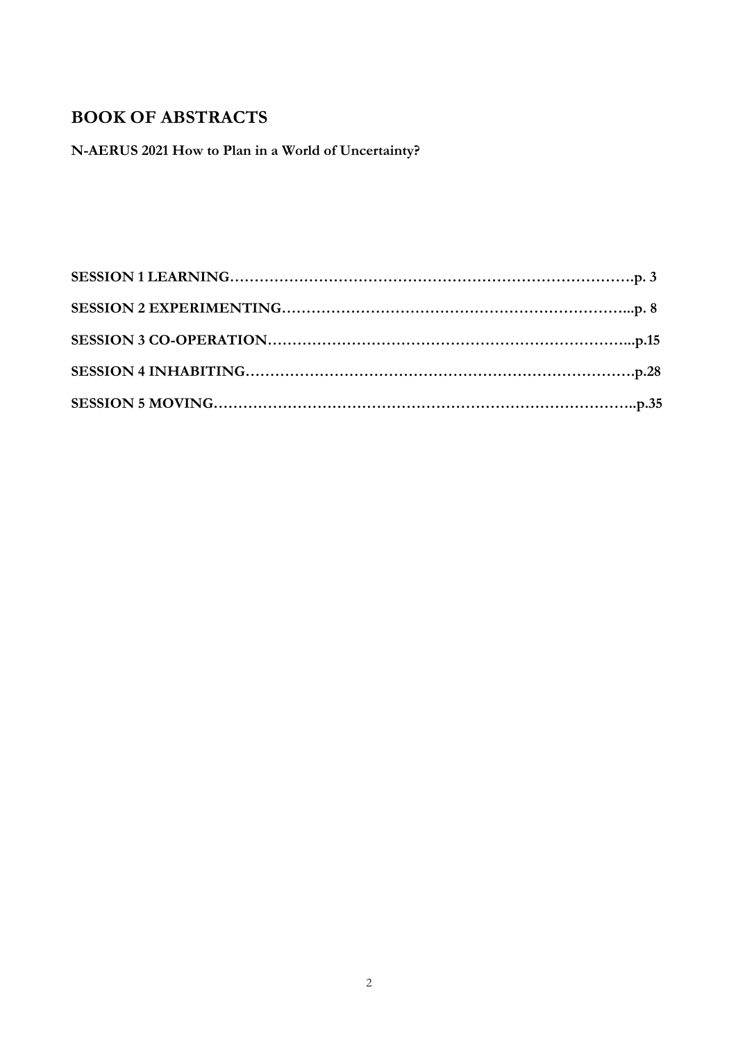# BOOK OF ABSTRACTS

**N-AERUS 2021 How to Plan in a World of Uncertainty?**

**SESSION 1 LEARNING……………………………………………………………………….p. 3**

**SESSION 2 EXPERIMENTING………………………………………………………………...p. 8**

**SESSION 3 CO-OPERATION…………………………………………………………………...p.15**

**SESSION 4 INHABITING……………………………………………………………………….p.28**

**SESSION 5 MOVING…………………………………………………………………………..p.35**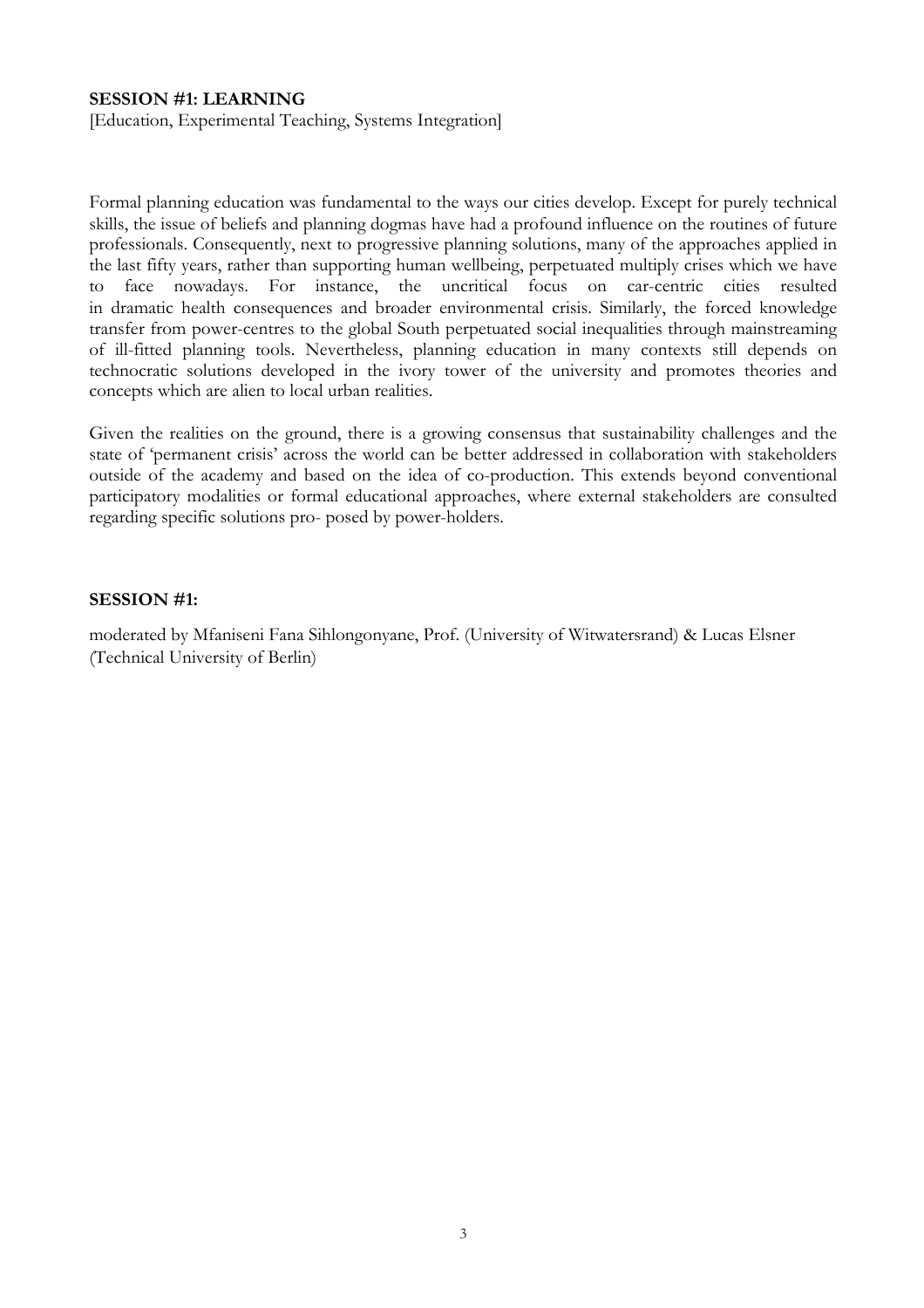**SESSION #1: LEARNING**

[Education, Experimental Teaching, Systems Integration]

Formal planning education was fundamental to the ways our cities develop. Except for purely technical skills, the issue of beliefs and planning dogmas have had a profound influence on the routines of future professionals. Consequently, next to progressive planning solutions, many of the approaches applied in the last fifty years, rather than supporting human wellbeing, perpetuated multiply crises which we have to face nowadays. For instance, the uncritical focus on car-centric cities resulted in dramatic health consequences and broader environmental crisis. Similarly, the forced knowledge transfer from power-centres to the global South perpetuated social inequalities through mainstreaming of ill-fitted planning tools. Nevertheless, planning education in many contexts still depends on technocratic solutions developed in the ivory tower of the university and promotes theories and concepts which are alien to local urban realities.

Given the realities on the ground, there is a growing consensus that sustainability challenges and the state of 'permanent crisis' across the world can be better addressed in collaboration with stakeholders outside of the academy and based on the idea of co-production. This extends beyond conventional participatory modalities or formal educational approaches, where external stakeholders are consulted regarding specific solutions pro- posed by power-holders.

**SESSION #1:**

moderated by Mfaniseni Fana Sihlongonyane, Prof. (University of Witwatersrand) & Lucas Elsner (Technical University of Berlin)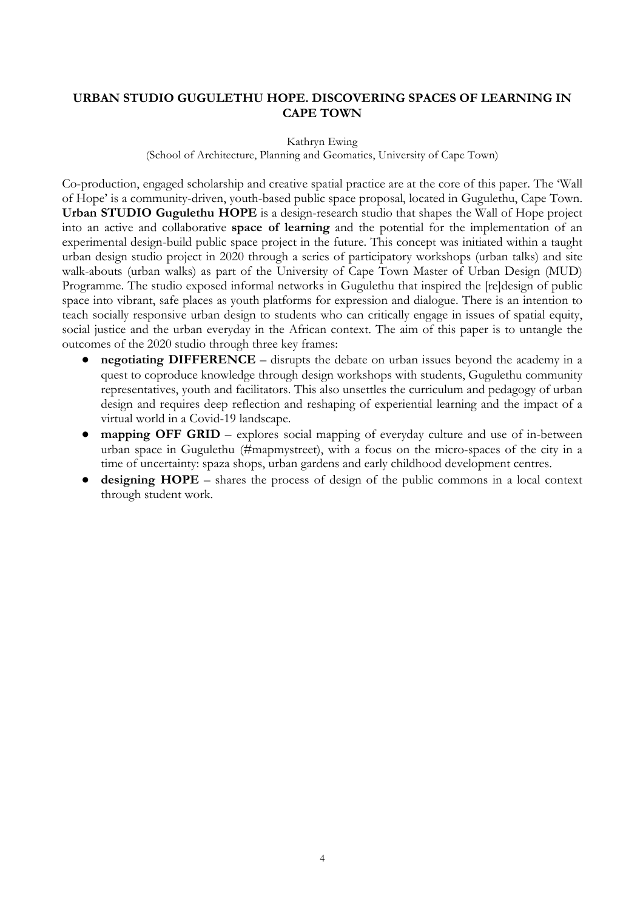## URBAN STUDIO GUGULETHU HOPE. DISCOVERING SPACES OF LEARNING IN CAPE TOWN

Kathryn Ewing

(School of Architecture, Planning and Geomatics, University of Cape Town)

Co-production, engaged scholarship and creative spatial practice are at the core of this paper. The 'Wall of Hope' is a community-driven, youth-based public space proposal, located in Gugulethu, Cape Town. **Urban STUDIO Gugulethu HOPE** is a design-research studio that shapes the Wall of Hope project into an active and collaborative **space of learning** and the potential for the implementation of an experimental design-build public space project in the future. This concept was initiated within a taught urban design studio project in 2020 through a series of participatory workshops (urban talks) and site walk-abouts (urban walks) as part of the University of Cape Town Master of Urban Design (MUD) Programme. The studio exposed informal networks in Gugulethu that inspired the [re]design of public space into vibrant, safe places as youth platforms for expression and dialogue. There is an intention to teach socially responsive urban design to students who can critically engage in issues of spatial equity, social justice and the urban everyday in the African context. The aim of this paper is to untangle the outcomes of the 2020 studio through three key frames:

- **negotiating DIFFERENCE** – disrupts the debate on urban issues beyond the academy in a quest to coproduce knowledge through design workshops with students, Gugulethu community representatives, youth and facilitators. This also unsettles the curriculum and pedagogy of urban design and requires deep reflection and reshaping of experiential learning and the impact of a virtual world in a Covid-19 landscape.
- **mapping OFF GRID** – explores social mapping of everyday culture and use of in-between urban space in Gugulethu (#mapmystreet), with a focus on the micro-spaces of the city in a time of uncertainty: spaza shops, urban gardens and early childhood development centres.
- **designing HOPE** – shares the process of design of the public commons in a local context through student work.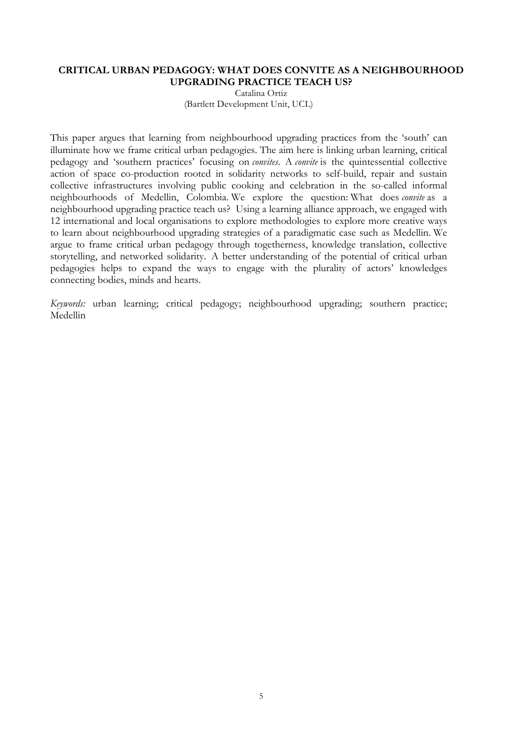## CRITICAL URBAN PEDAGOGY: WHAT DOES CONVITE AS A NEIGHBOURHOOD UPGRADING PRACTICE TEACH US?

Catalina Ortiz
(Bartlett Development Unit, UCL)

This paper argues that learning from neighbourhood upgrading practices from the 'south' can illuminate how we frame critical urban pedagogies. The aim here is linking urban learning, critical pedagogy and 'southern practices' focusing on *convites*. A *convite* is the quintessential collective action of space co-production rooted in solidarity networks to self-build, repair and sustain collective infrastructures involving public cooking and celebration in the so-called informal neighbourhoods of Medellin, Colombia. We explore the question: What does *convite* as a neighbourhood upgrading practice teach us? Using a learning alliance approach, we engaged with 12 international and local organisations to explore methodologies to explore more creative ways to learn about neighbourhood upgrading strategies of a paradigmatic case such as Medellin. We argue to frame critical urban pedagogy through togetherness, knowledge translation, collective storytelling, and networked solidarity. A better understanding of the potential of critical urban pedagogies helps to expand the ways to engage with the plurality of actors' knowledges connecting bodies, minds and hearts.

*Keywords:* urban learning; critical pedagogy; neighbourhood upgrading; southern practice; Medellin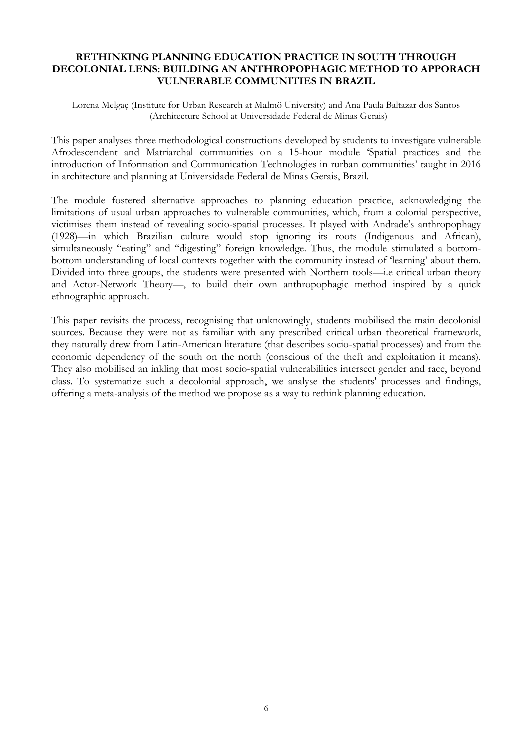**RETHINKING PLANNING EDUCATION PRACTICE IN SOUTH THROUGH DECOLONIAL LENS: BUILDING AN ANTHROPOPHAGIC METHOD TO APPORACH VULNERABLE COMMUNITIES IN BRAZIL**

Lorena Melgaç (Institute for Urban Research at Malmö University) and Ana Paula Baltazar dos Santos (Architecture School at Universidade Federal de Minas Gerais)

This paper analyses three methodological constructions developed by students to investigate vulnerable Afrodescendent and Matriarchal communities on a 15-hour module 'Spatial practices and the introduction of Information and Communication Technologies in rurban communities' taught in 2016 in architecture and planning at Universidade Federal de Minas Gerais, Brazil.

The module fostered alternative approaches to planning education practice, acknowledging the limitations of usual urban approaches to vulnerable communities, which, from a colonial perspective, victimises them instead of revealing socio-spatial processes. It played with Andrade's anthropophagy (1928)—in which Brazilian culture would stop ignoring its roots (Indigenous and African), simultaneously "eating" and "digesting" foreign knowledge. Thus, the module stimulated a bottom-bottom understanding of local contexts together with the community instead of 'learning' about them. Divided into three groups, the students were presented with Northern tools—i.e critical urban theory and Actor-Network Theory—, to build their own anthropophagic method inspired by a quick ethnographic approach.

This paper revisits the process, recognising that unknowingly, students mobilised the main decolonial sources. Because they were not as familiar with any prescribed critical urban theoretical framework, they naturally drew from Latin-American literature (that describes socio-spatial processes) and from the economic dependency of the south on the north (conscious of the theft and exploitation it means). They also mobilised an inkling that most socio-spatial vulnerabilities intersect gender and race, beyond class. To systematize such a decolonial approach, we analyse the students' processes and findings, offering a meta-analysis of the method we propose as a way to rethink planning education.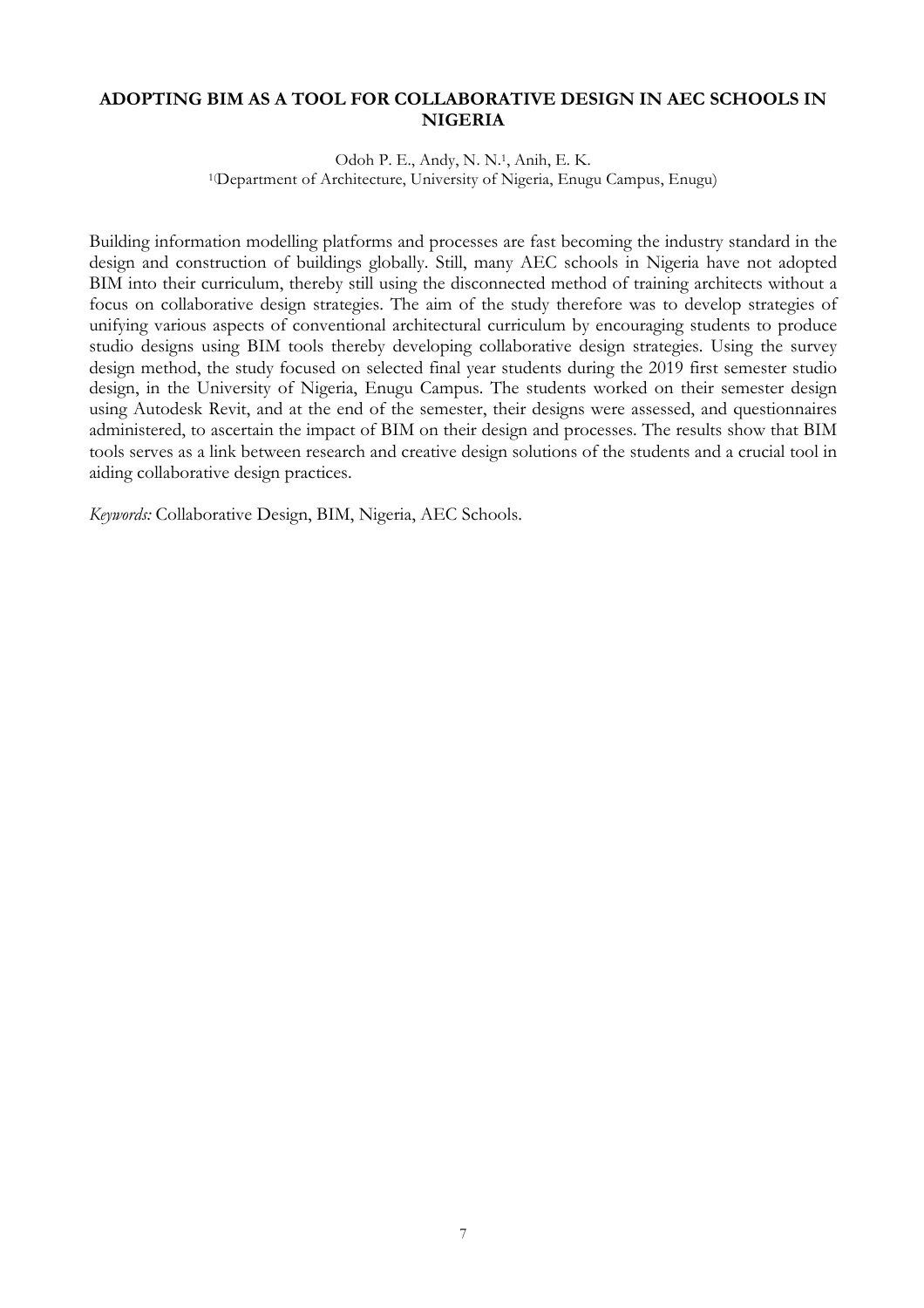## ADOPTING BIM AS A TOOL FOR COLLABORATIVE DESIGN IN AEC SCHOOLS IN NIGERIA

Odoh P. E., Andy, N. N.[1], Anih, E. K.

[1](Department of Architecture, University of Nigeria, Enugu Campus, Enugu)

Building information modelling platforms and processes are fast becoming the industry standard in the design and construction of buildings globally. Still, many AEC schools in Nigeria have not adopted BIM into their curriculum, thereby still using the disconnected method of training architects without a focus on collaborative design strategies. The aim of the study therefore was to develop strategies of unifying various aspects of conventional architectural curriculum by encouraging students to produce studio designs using BIM tools thereby developing collaborative design strategies. Using the survey design method, the study focused on selected final year students during the 2019 first semester studio design, in the University of Nigeria, Enugu Campus. The students worked on their semester design using Autodesk Revit, and at the end of the semester, their designs were assessed, and questionnaires administered, to ascertain the impact of BIM on their design and processes. The results show that BIM tools serves as a link between research and creative design solutions of the students and a crucial tool in aiding collaborative design practices.

*Keywords:* Collaborative Design, BIM, Nigeria, AEC Schools.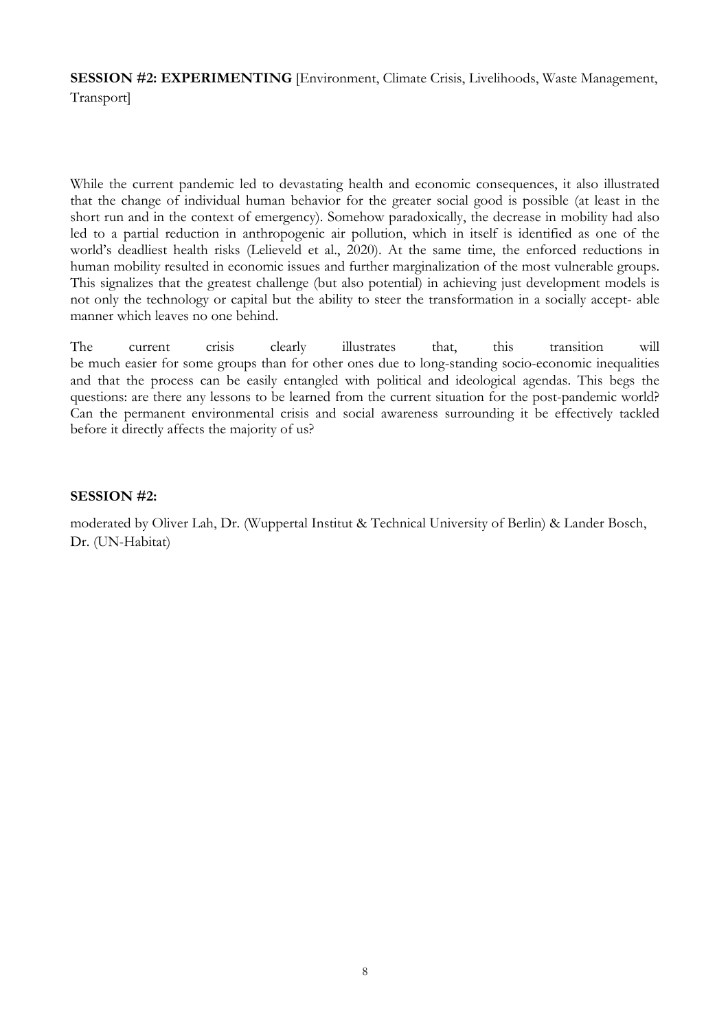**SESSION #2: EXPERIMENTING** [Environment, Climate Crisis, Livelihoods, Waste Management, Transport]

While the current pandemic led to devastating health and economic consequences, it also illustrated that the change of individual human behavior for the greater social good is possible (at least in the short run and in the context of emergency). Somehow paradoxically, the decrease in mobility had also led to a partial reduction in anthropogenic air pollution, which in itself is identified as one of the world's deadliest health risks (Lelieveld et al., 2020). At the same time, the enforced reductions in human mobility resulted in economic issues and further marginalization of the most vulnerable groups. This signalizes that the greatest challenge (but also potential) in achieving just development models is not only the technology or capital but the ability to steer the transformation in a socially accept- able manner which leaves no one behind.

The current crisis clearly illustrates that, this transition will be much easier for some groups than for other ones due to long-standing socio-economic inequalities and that the process can be easily entangled with political and ideological agendas. This begs the questions: are there any lessons to be learned from the current situation for the post-pandemic world? Can the permanent environmental crisis and social awareness surrounding it be effectively tackled before it directly affects the majority of us?

**SESSION #2:**

moderated by Oliver Lah, Dr. (Wuppertal Institut & Technical University of Berlin) & Lander Bosch, Dr. (UN-Habitat)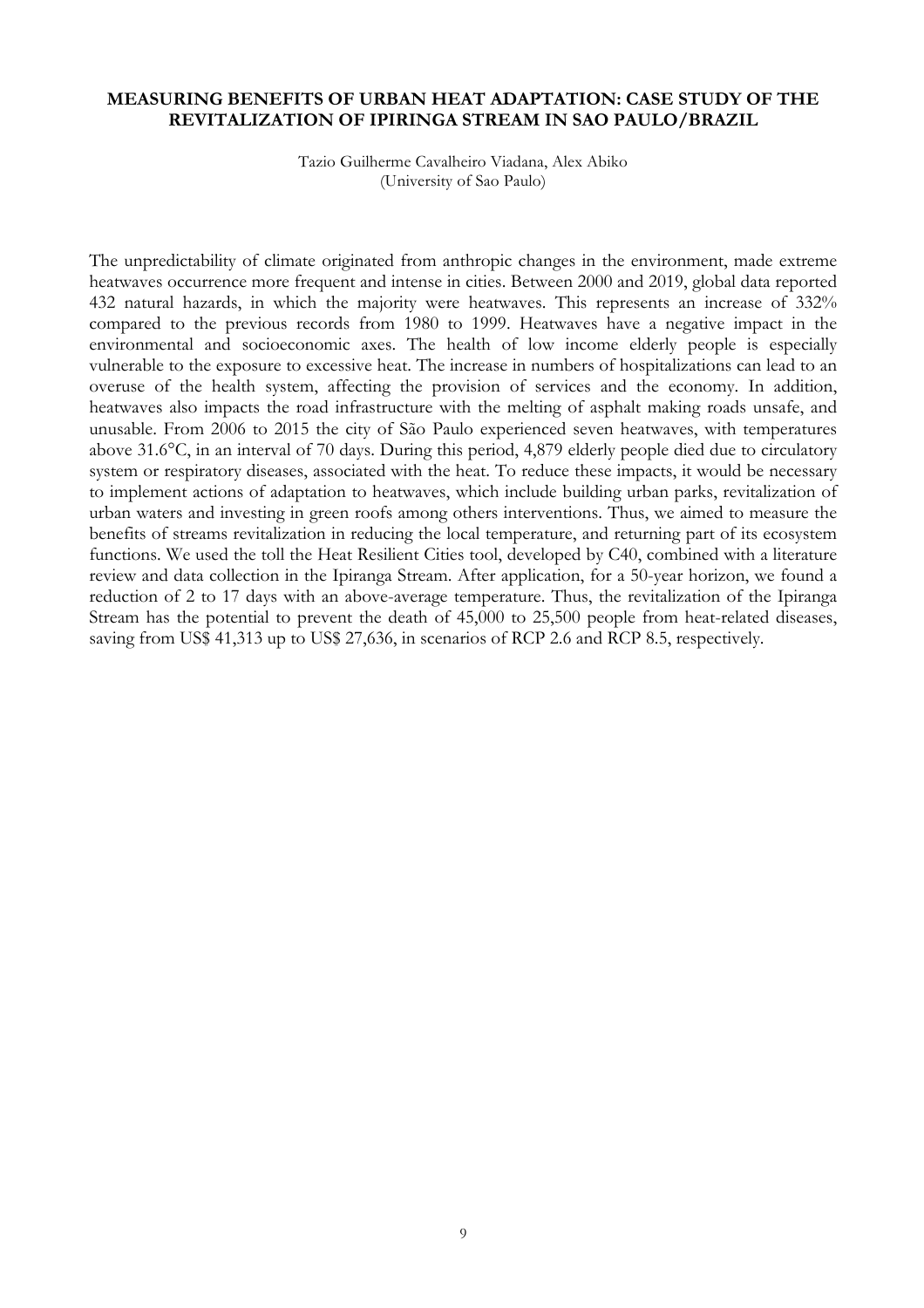**MEASURING BENEFITS OF URBAN HEAT ADAPTATION: CASE STUDY OF THE REVITALIZATION OF IPIRINGA STREAM IN SAO PAULO/BRAZIL**

Tazio Guilherme Cavalheiro Viadana, Alex Abiko
(University of Sao Paulo)

The unpredictability of climate originated from anthropic changes in the environment, made extreme heatwaves occurrence more frequent and intense in cities. Between 2000 and 2019, global data reported 432 natural hazards, in which the majority were heatwaves. This represents an increase of 332% compared to the previous records from 1980 to 1999. Heatwaves have a negative impact in the environmental and socioeconomic axes. The health of low income elderly people is especially vulnerable to the exposure to excessive heat. The increase in numbers of hospitalizations can lead to an overuse of the health system, affecting the provision of services and the economy. In addition, heatwaves also impacts the road infrastructure with the melting of asphalt making roads unsafe, and unusable. From 2006 to 2015 the city of São Paulo experienced seven heatwaves, with temperatures above 31.6°C, in an interval of 70 days. During this period, 4,879 elderly people died due to circulatory system or respiratory diseases, associated with the heat. To reduce these impacts, it would be necessary to implement actions of adaptation to heatwaves, which include building urban parks, revitalization of urban waters and investing in green roofs among others interventions. Thus, we aimed to measure the benefits of streams revitalization in reducing the local temperature, and returning part of its ecosystem functions. We used the toll the Heat Resilient Cities tool, developed by C40, combined with a literature review and data collection in the Ipiranga Stream. After application, for a 50-year horizon, we found a reduction of 2 to 17 days with an above-average temperature. Thus, the revitalization of the Ipiranga Stream has the potential to prevent the death of 45,000 to 25,500 people from heat-related diseases, saving from US$ 41,313 up to US$ 27,636, in scenarios of RCP 2.6 and RCP 8.5, respectively.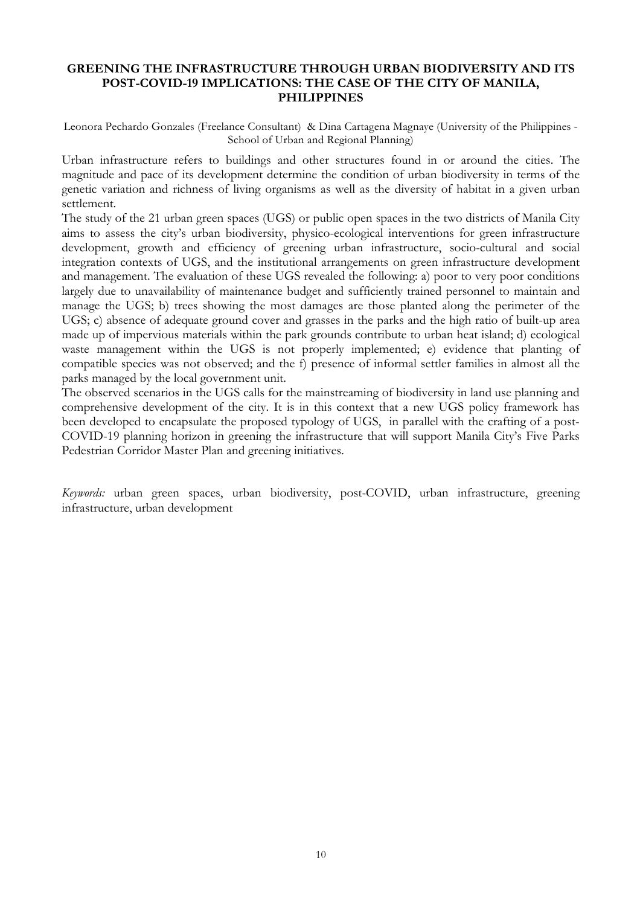## GREENING THE INFRASTRUCTURE THROUGH URBAN BIODIVERSITY AND ITS POST-COVID-19 IMPLICATIONS: THE CASE OF THE CITY OF MANILA, PHILIPPINES

Leonora Pechardo Gonzales (Freelance Consultant) & Dina Cartagena Magnaye (University of the Philippines - School of Urban and Regional Planning)

Urban infrastructure refers to buildings and other structures found in or around the cities. The magnitude and pace of its development determine the condition of urban biodiversity in terms of the genetic variation and richness of living organisms as well as the diversity of habitat in a given urban settlement.

The study of the 21 urban green spaces (UGS) or public open spaces in the two districts of Manila City aims to assess the city's urban biodiversity, physico-ecological interventions for green infrastructure development, growth and efficiency of greening urban infrastructure, socio-cultural and social integration contexts of UGS, and the institutional arrangements on green infrastructure development and management. The evaluation of these UGS revealed the following: a) poor to very poor conditions largely due to unavailability of maintenance budget and sufficiently trained personnel to maintain and manage the UGS; b) trees showing the most damages are those planted along the perimeter of the UGS; c) absence of adequate ground cover and grasses in the parks and the high ratio of built-up area made up of impervious materials within the park grounds contribute to urban heat island; d) ecological waste management within the UGS is not properly implemented; e) evidence that planting of compatible species was not observed; and the f) presence of informal settler families in almost all the parks managed by the local government unit.

The observed scenarios in the UGS calls for the mainstreaming of biodiversity in land use planning and comprehensive development of the city. It is in this context that a new UGS policy framework has been developed to encapsulate the proposed typology of UGS, in parallel with the crafting of a post-COVID-19 planning horizon in greening the infrastructure that will support Manila City's Five Parks Pedestrian Corridor Master Plan and greening initiatives.

*Keywords:* urban green spaces, urban biodiversity, post-COVID, urban infrastructure, greening infrastructure, urban development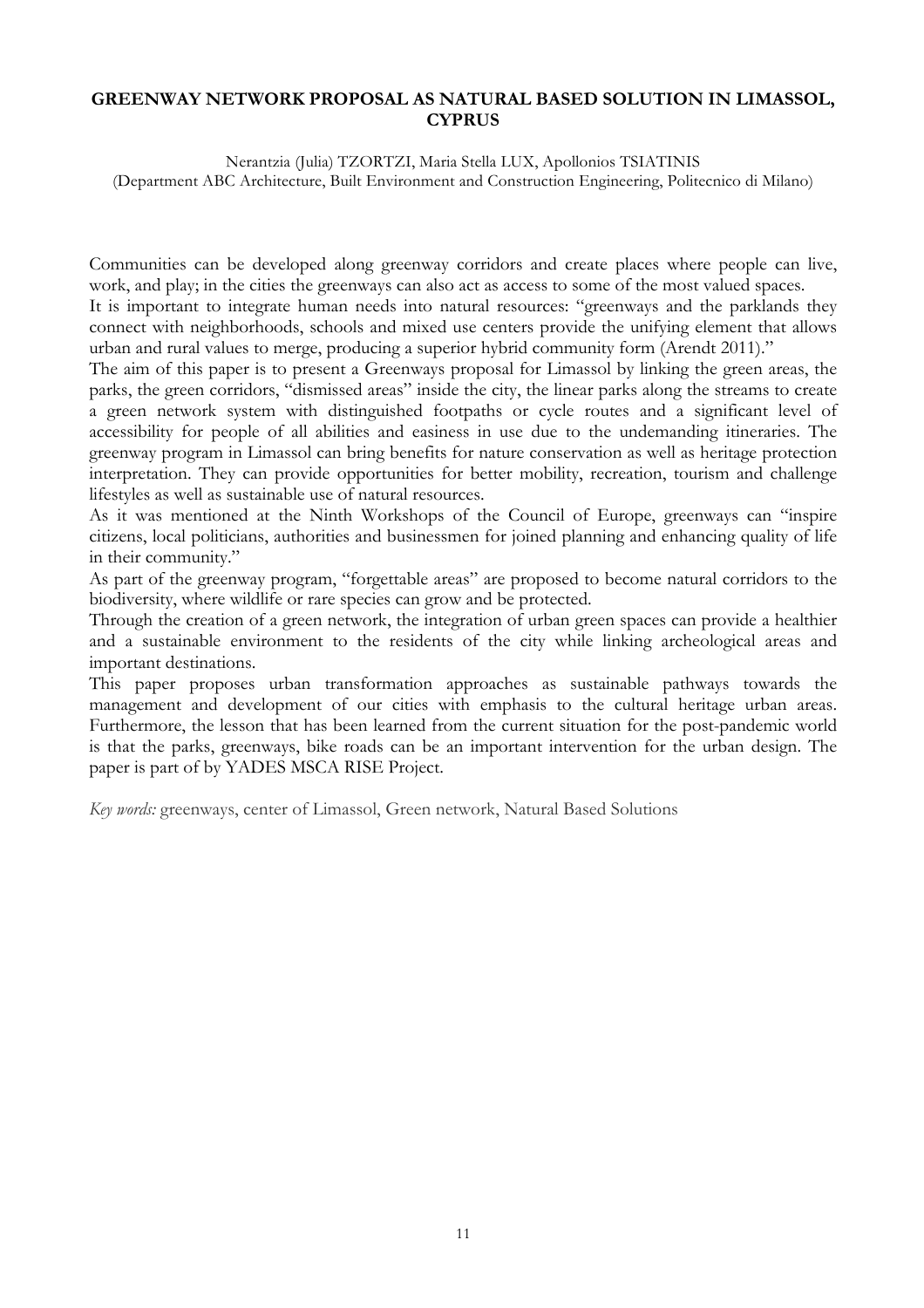## GREENWAY NETWORK PROPOSAL AS NATURAL BASED SOLUTION IN LIMASSOL, CYPRUS

Nerantzia (Julia) TZORTZI, Maria Stella LUX, Apollonios TSIATINIS
(Department ABC Architecture, Built Environment and Construction Engineering, Politecnico di Milano)

Communities can be developed along greenway corridors and create places where people can live, work, and play; in the cities the greenways can also act as access to some of the most valued spaces.

It is important to integrate human needs into natural resources: "greenways and the parklands they connect with neighborhoods, schools and mixed use centers provide the unifying element that allows urban and rural values to merge, producing a superior hybrid community form (Arendt 2011)."

The aim of this paper is to present a Greenways proposal for Limassol by linking the green areas, the parks, the green corridors, "dismissed areas" inside the city, the linear parks along the streams to create a green network system with distinguished footpaths or cycle routes and a significant level of accessibility for people of all abilities and easiness in use due to the undemanding itineraries. The greenway program in Limassol can bring benefits for nature conservation as well as heritage protection interpretation. They can provide opportunities for better mobility, recreation, tourism and challenge lifestyles as well as sustainable use of natural resources.

As it was mentioned at the Ninth Workshops of the Council of Europe, greenways can "inspire citizens, local politicians, authorities and businessmen for joined planning and enhancing quality of life in their community."

As part of the greenway program, "forgettable areas" are proposed to become natural corridors to the biodiversity, where wildlife or rare species can grow and be protected.

Through the creation of a green network, the integration of urban green spaces can provide a healthier and a sustainable environment to the residents of the city while linking archeological areas and important destinations.

This paper proposes urban transformation approaches as sustainable pathways towards the management and development of our cities with emphasis to the cultural heritage urban areas. Furthermore, the lesson that has been learned from the current situation for the post-pandemic world is that the parks, greenways, bike roads can be an important intervention for the urban design. The paper is part of by YADES MSCA RISE Project.

*Key words:* greenways, center of Limassol, Green network, Natural Based Solutions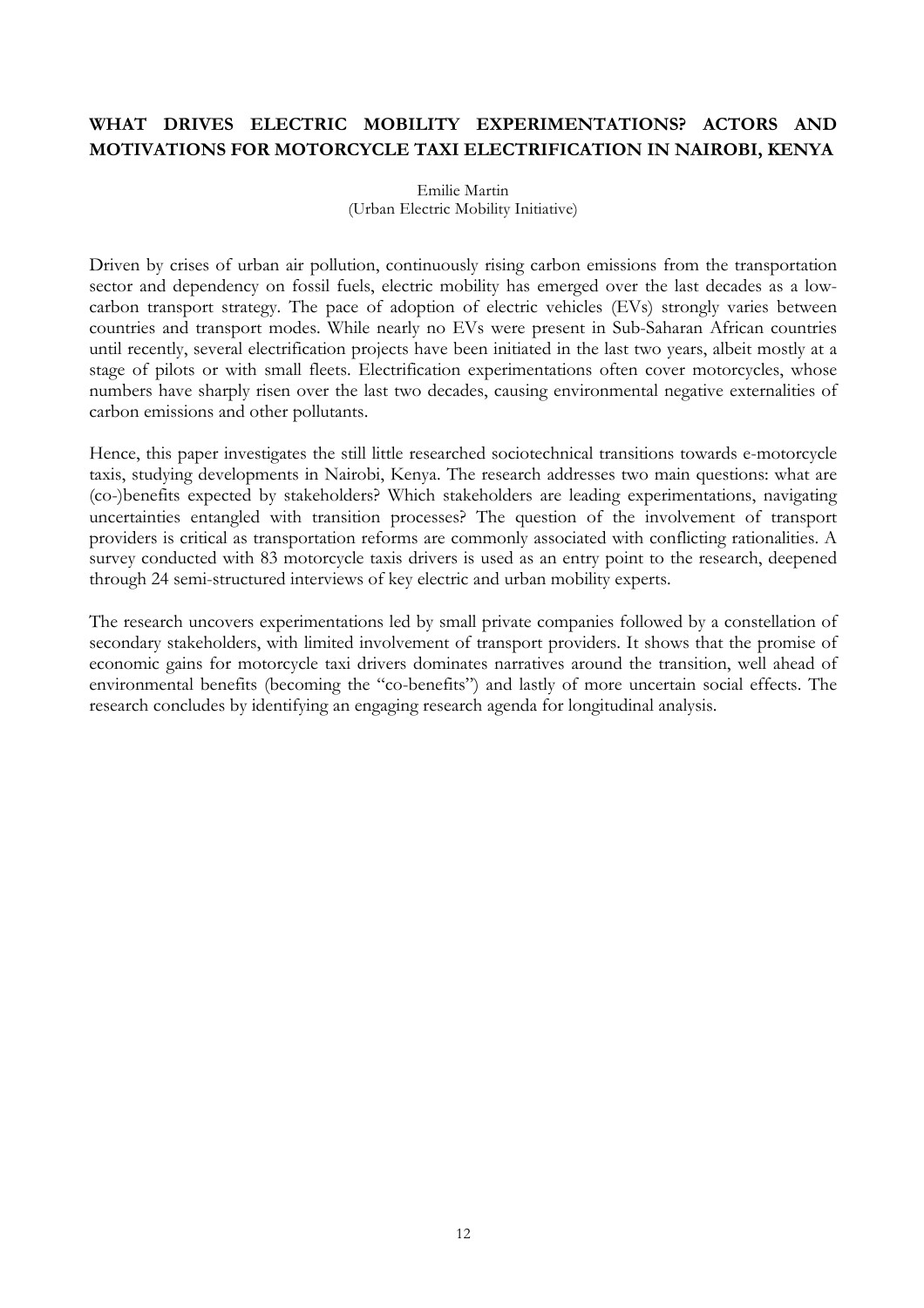## WHAT DRIVES ELECTRIC MOBILITY EXPERIMENTATIONS? ACTORS AND MOTIVATIONS FOR MOTORCYCLE TAXI ELECTRIFICATION IN NAIROBI, KENYA

Emilie Martin
(Urban Electric Mobility Initiative)

Driven by crises of urban air pollution, continuously rising carbon emissions from the transportation sector and dependency on fossil fuels, electric mobility has emerged over the last decades as a low-carbon transport strategy. The pace of adoption of electric vehicles (EVs) strongly varies between countries and transport modes. While nearly no EVs were present in Sub-Saharan African countries until recently, several electrification projects have been initiated in the last two years, albeit mostly at a stage of pilots or with small fleets. Electrification experimentations often cover motorcycles, whose numbers have sharply risen over the last two decades, causing environmental negative externalities of carbon emissions and other pollutants.

Hence, this paper investigates the still little researched sociotechnical transitions towards e-motorcycle taxis, studying developments in Nairobi, Kenya. The research addresses two main questions: what are (co-)benefits expected by stakeholders? Which stakeholders are leading experimentations, navigating uncertainties entangled with transition processes? The question of the involvement of transport providers is critical as transportation reforms are commonly associated with conflicting rationalities. A survey conducted with 83 motorcycle taxis drivers is used as an entry point to the research, deepened through 24 semi-structured interviews of key electric and urban mobility experts.

The research uncovers experimentations led by small private companies followed by a constellation of secondary stakeholders, with limited involvement of transport providers. It shows that the promise of economic gains for motorcycle taxi drivers dominates narratives around the transition, well ahead of environmental benefits (becoming the "co-benefits") and lastly of more uncertain social effects. The research concludes by identifying an engaging research agenda for longitudinal analysis.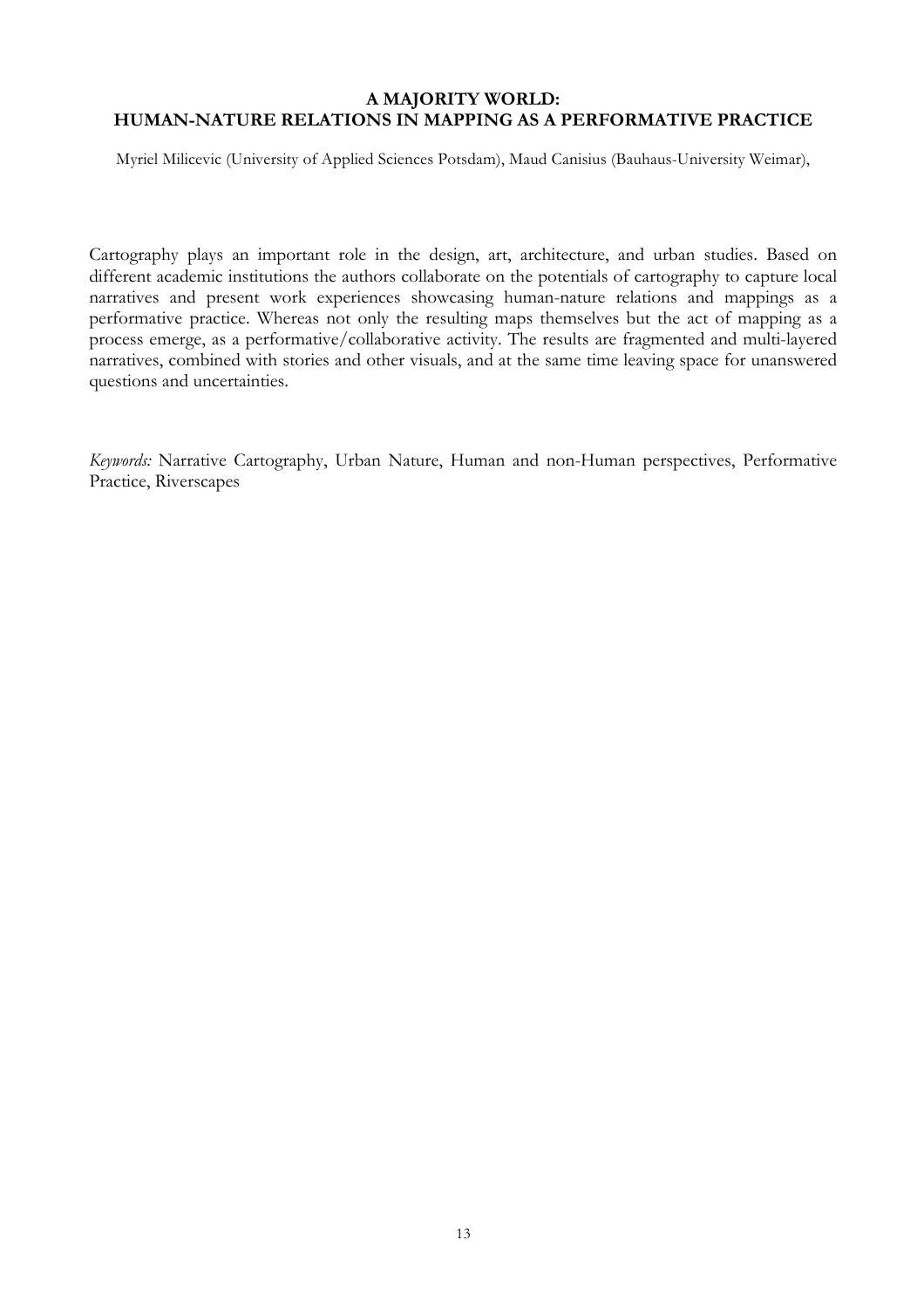## A MAJORITY WORLD: HUMAN-NATURE RELATIONS IN MAPPING AS A PERFORMATIVE PRACTICE

Myriel Milicevic (University of Applied Sciences Potsdam), Maud Canisius (Bauhaus-University Weimar),

Cartography plays an important role in the design, art, architecture, and urban studies. Based on different academic institutions the authors collaborate on the potentials of cartography to capture local narratives and present work experiences showcasing human-nature relations and mappings as a performative practice. Whereas not only the resulting maps themselves but the act of mapping as a process emerge, as a performative/collaborative activity. The results are fragmented and multi-layered narratives, combined with stories and other visuals, and at the same time leaving space for unanswered questions and uncertainties.

*Keywords:* Narrative Cartography, Urban Nature, Human and non-Human perspectives, Performative Practice, Riverscapes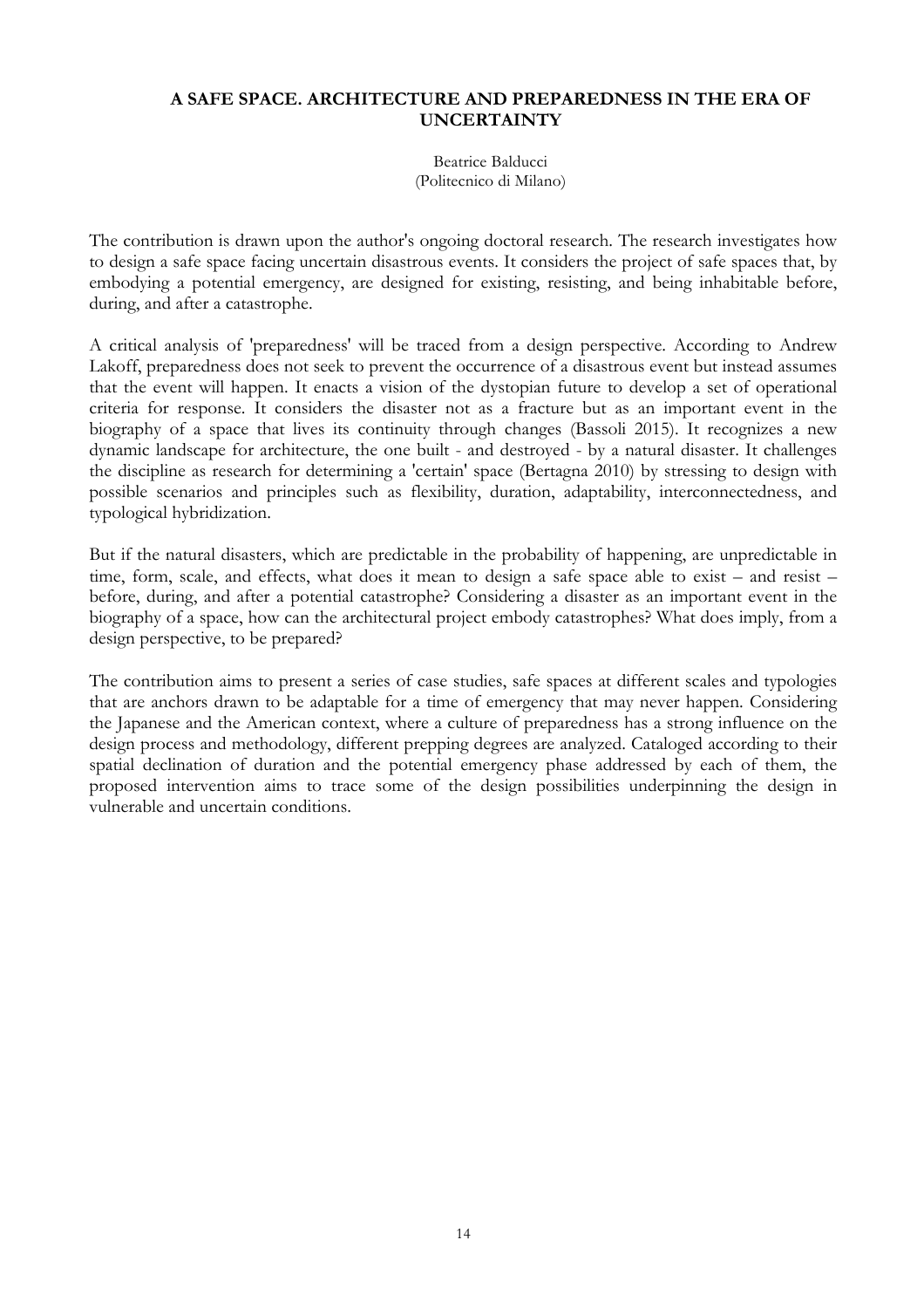### A SAFE SPACE. ARCHITECTURE AND PREPAREDNESS IN THE ERA OF UNCERTAINTY

Beatrice Balducci
(Politecnico di Milano)

The contribution is drawn upon the author's ongoing doctoral research. The research investigates how to design a safe space facing uncertain disastrous events. It considers the project of safe spaces that, by embodying a potential emergency, are designed for existing, resisting, and being inhabitable before, during, and after a catastrophe.

A critical analysis of 'preparedness' will be traced from a design perspective. According to Andrew Lakoff, preparedness does not seek to prevent the occurrence of a disastrous event but instead assumes that the event will happen. It enacts a vision of the dystopian future to develop a set of operational criteria for response. It considers the disaster not as a fracture but as an important event in the biography of a space that lives its continuity through changes (Bassoli 2015). It recognizes a new dynamic landscape for architecture, the one built - and destroyed - by a natural disaster. It challenges the discipline as research for determining a 'certain' space (Bertagna 2010) by stressing to design with possible scenarios and principles such as flexibility, duration, adaptability, interconnectedness, and typological hybridization.

But if the natural disasters, which are predictable in the probability of happening, are unpredictable in time, form, scale, and effects, what does it mean to design a safe space able to exist – and resist – before, during, and after a potential catastrophe? Considering a disaster as an important event in the biography of a space, how can the architectural project embody catastrophes? What does imply, from a design perspective, to be prepared?

The contribution aims to present a series of case studies, safe spaces at different scales and typologies that are anchors drawn to be adaptable for a time of emergency that may never happen. Considering the Japanese and the American context, where a culture of preparedness has a strong influence on the design process and methodology, different prepping degrees are analyzed. Cataloged according to their spatial declination of duration and the potential emergency phase addressed by each of them, the proposed intervention aims to trace some of the design possibilities underpinning the design in vulnerable and uncertain conditions.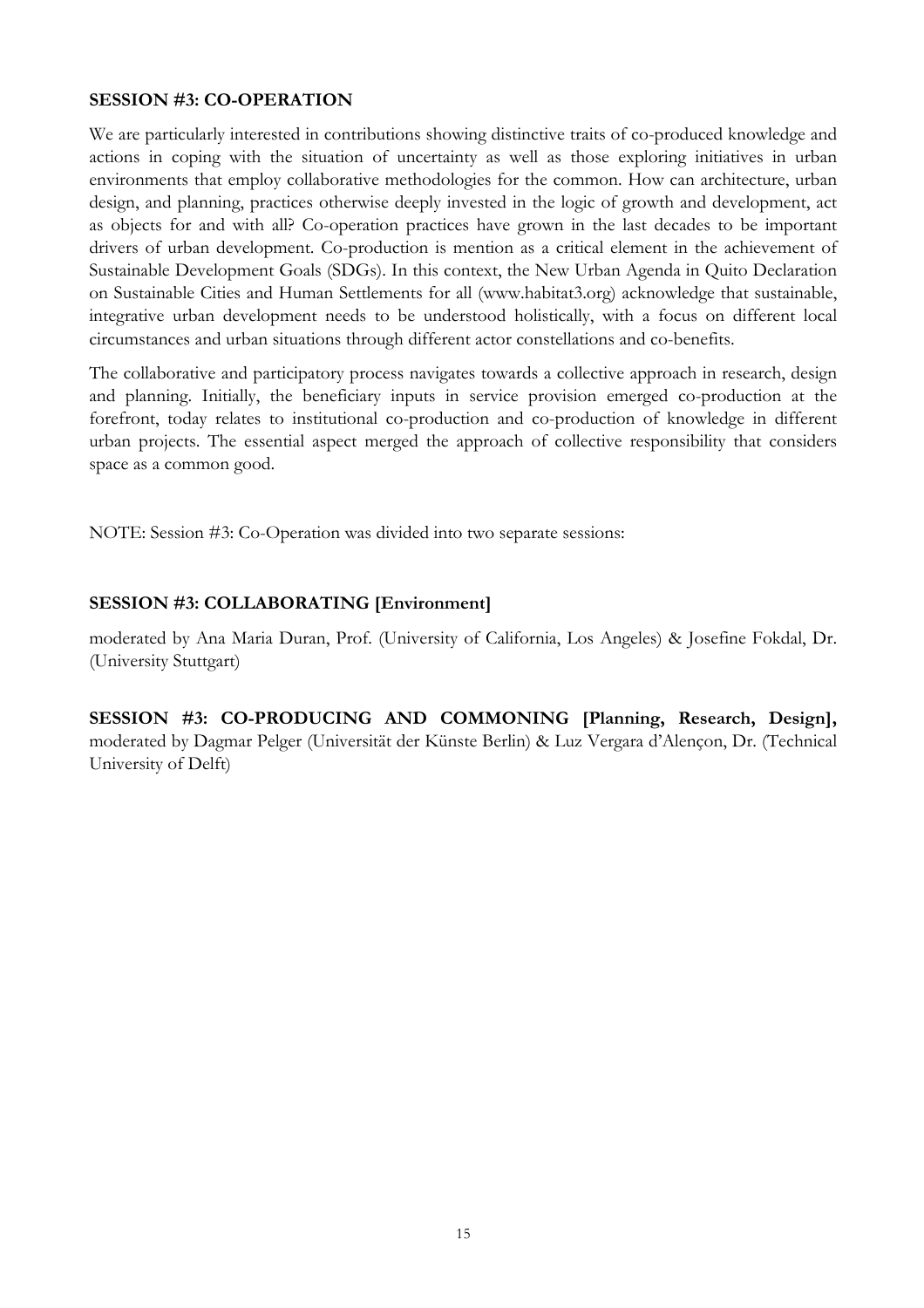**SESSION #3: CO-OPERATION**

We are particularly interested in contributions showing distinctive traits of co-produced knowledge and actions in coping with the situation of uncertainty as well as those exploring initiatives in urban environments that employ collaborative methodologies for the common. How can architecture, urban design, and planning, practices otherwise deeply invested in the logic of growth and development, act as objects for and with all? Co-operation practices have grown in the last decades to be important drivers of urban development. Co-production is mention as a critical element in the achievement of Sustainable Development Goals (SDGs). In this context, the New Urban Agenda in Quito Declaration on Sustainable Cities and Human Settlements for all (www.habitat3.org) acknowledge that sustainable, integrative urban development needs to be understood holistically, with a focus on different local circumstances and urban situations through different actor constellations and co-benefits.

The collaborative and participatory process navigates towards a collective approach in research, design and planning. Initially, the beneficiary inputs in service provision emerged co-production at the forefront, today relates to institutional co-production and co-production of knowledge in different urban projects. The essential aspect merged the approach of collective responsibility that considers space as a common good.

NOTE: Session #3: Co-Operation was divided into two separate sessions:

**SESSION #3: COLLABORATING [Environment]**

moderated by Ana Maria Duran, Prof. (University of California, Los Angeles) & Josefine Fokdal, Dr. (University Stuttgart)

**SESSION #3: CO-PRODUCING AND COMMONING [Planning, Research, Design],** moderated by Dagmar Pelger (Universität der Künste Berlin) & Luz Vergara d'Alençon, Dr. (Technical University of Delft)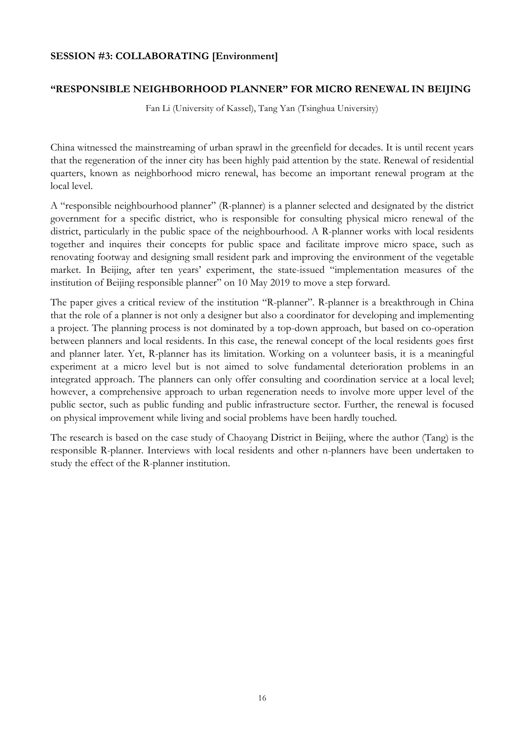**SESSION #3: COLLABORATING [Environment]**

## "RESPONSIBLE NEIGHBORHOOD PLANNER" FOR MICRO RENEWAL IN BEIJING

Fan Li (University of Kassel), Tang Yan (Tsinghua University)

China witnessed the mainstreaming of urban sprawl in the greenfield for decades. It is until recent years that the regeneration of the inner city has been highly paid attention by the state. Renewal of residential quarters, known as neighborhood micro renewal, has become an important renewal program at the local level.

A "responsible neighbourhood planner" (R-planner) is a planner selected and designated by the district government for a specific district, who is responsible for consulting physical micro renewal of the district, particularly in the public space of the neighbourhood. A R-planner works with local residents together and inquires their concepts for public space and facilitate improve micro space, such as renovating footway and designing small resident park and improving the environment of the vegetable market. In Beijing, after ten years' experiment, the state-issued "implementation measures of the institution of Beijing responsible planner" on 10 May 2019 to move a step forward.

The paper gives a critical review of the institution "R-planner". R-planner is a breakthrough in China that the role of a planner is not only a designer but also a coordinator for developing and implementing a project. The planning process is not dominated by a top-down approach, but based on co-operation between planners and local residents. In this case, the renewal concept of the local residents goes first and planner later. Yet, R-planner has its limitation. Working on a volunteer basis, it is a meaningful experiment at a micro level but is not aimed to solve fundamental deterioration problems in an integrated approach. The planners can only offer consulting and coordination service at a local level; however, a comprehensive approach to urban regeneration needs to involve more upper level of the public sector, such as public funding and public infrastructure sector. Further, the renewal is focused on physical improvement while living and social problems have been hardly touched.

The research is based on the case study of Chaoyang District in Beijing, where the author (Tang) is the responsible R-planner. Interviews with local residents and other n-planners have been undertaken to study the effect of the R-planner institution.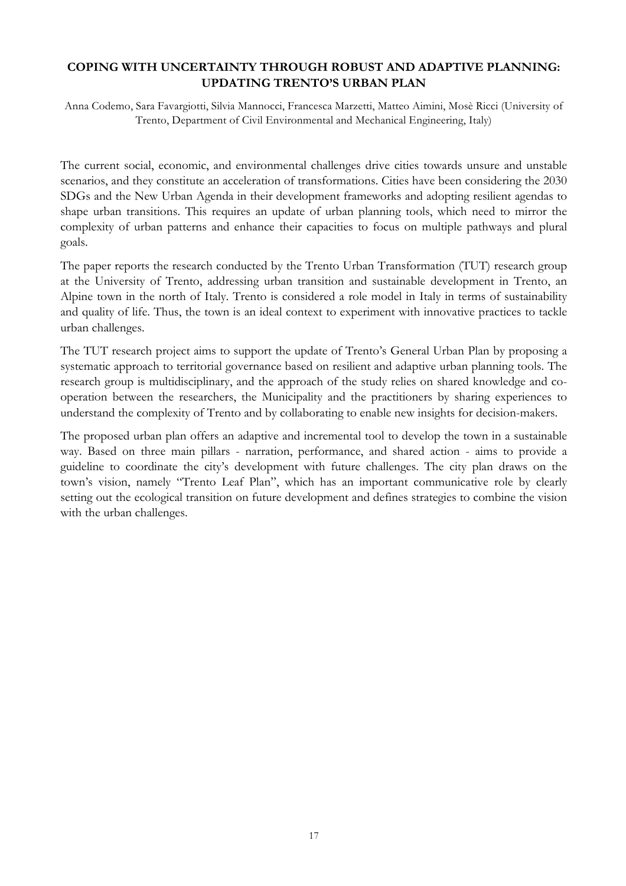## COPING WITH UNCERTAINTY THROUGH ROBUST AND ADAPTIVE PLANNING: UPDATING TRENTO'S URBAN PLAN

Anna Codemo, Sara Favargiotti, Silvia Mannocci, Francesca Marzetti, Matteo Aimini, Mosè Ricci (University of Trento, Department of Civil Environmental and Mechanical Engineering, Italy)

The current social, economic, and environmental challenges drive cities towards unsure and unstable scenarios, and they constitute an acceleration of transformations. Cities have been considering the 2030 SDGs and the New Urban Agenda in their development frameworks and adopting resilient agendas to shape urban transitions. This requires an update of urban planning tools, which need to mirror the complexity of urban patterns and enhance their capacities to focus on multiple pathways and plural goals.

The paper reports the research conducted by the Trento Urban Transformation (TUT) research group at the University of Trento, addressing urban transition and sustainable development in Trento, an Alpine town in the north of Italy. Trento is considered a role model in Italy in terms of sustainability and quality of life. Thus, the town is an ideal context to experiment with innovative practices to tackle urban challenges.

The TUT research project aims to support the update of Trento's General Urban Plan by proposing a systematic approach to territorial governance based on resilient and adaptive urban planning tools. The research group is multidisciplinary, and the approach of the study relies on shared knowledge and co-operation between the researchers, the Municipality and the practitioners by sharing experiences to understand the complexity of Trento and by collaborating to enable new insights for decision-makers.

The proposed urban plan offers an adaptive and incremental tool to develop the town in a sustainable way. Based on three main pillars - narration, performance, and shared action - aims to provide a guideline to coordinate the city's development with future challenges. The city plan draws on the town's vision, namely "Trento Leaf Plan", which has an important communicative role by clearly setting out the ecological transition on future development and defines strategies to combine the vision with the urban challenges.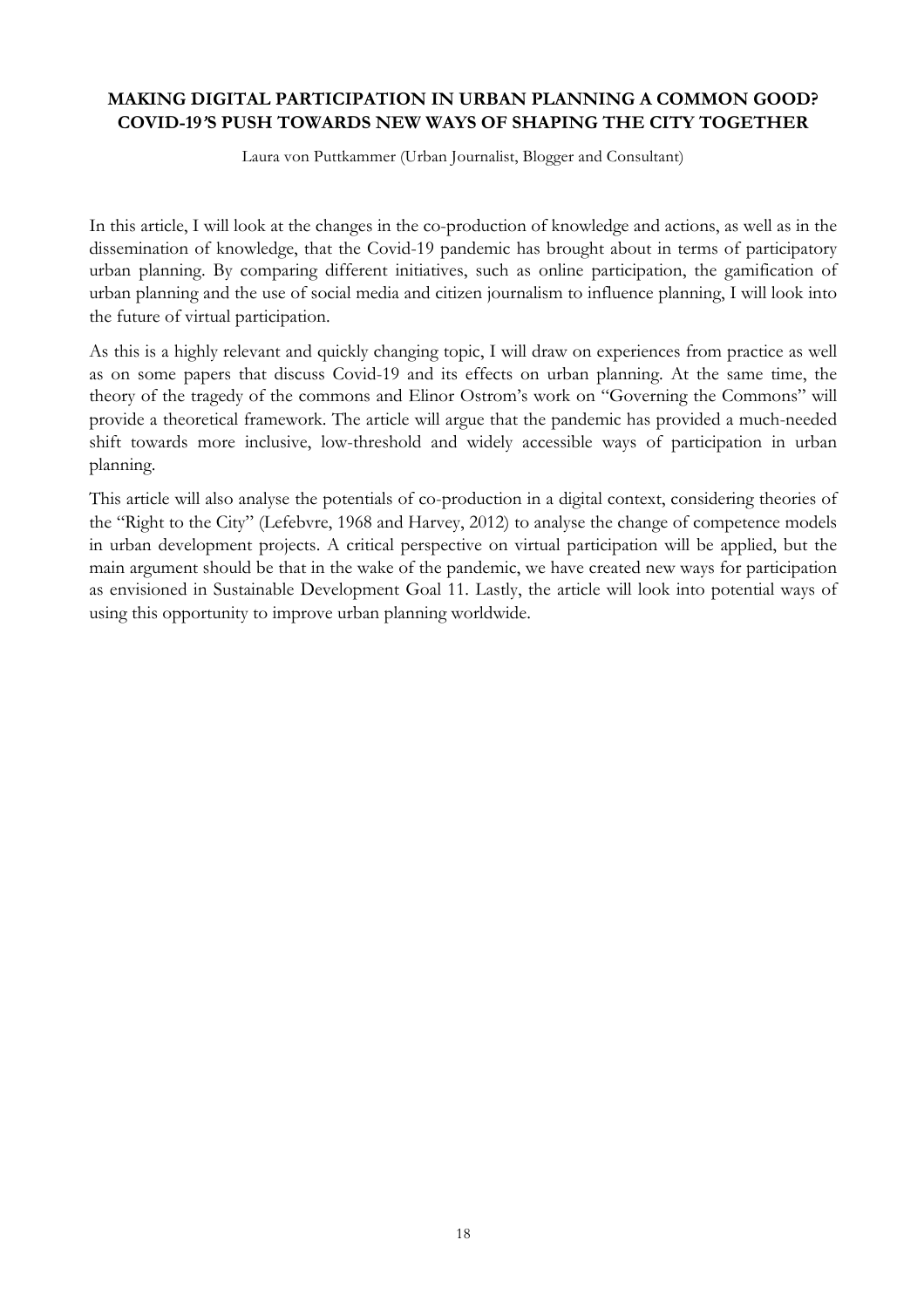## MAKING DIGITAL PARTICIPATION IN URBAN PLANNING A COMMON GOOD? COVID-19'S PUSH TOWARDS NEW WAYS OF SHAPING THE CITY TOGETHER

Laura von Puttkammer (Urban Journalist, Blogger and Consultant)

In this article, I will look at the changes in the co-production of knowledge and actions, as well as in the dissemination of knowledge, that the Covid-19 pandemic has brought about in terms of participatory urban planning. By comparing different initiatives, such as online participation, the gamification of urban planning and the use of social media and citizen journalism to influence planning, I will look into the future of virtual participation.

As this is a highly relevant and quickly changing topic, I will draw on experiences from practice as well as on some papers that discuss Covid-19 and its effects on urban planning. At the same time, the theory of the tragedy of the commons and Elinor Ostrom's work on "Governing the Commons" will provide a theoretical framework. The article will argue that the pandemic has provided a much-needed shift towards more inclusive, low-threshold and widely accessible ways of participation in urban planning.

This article will also analyse the potentials of co-production in a digital context, considering theories of the "Right to the City" (Lefebvre, 1968 and Harvey, 2012) to analyse the change of competence models in urban development projects. A critical perspective on virtual participation will be applied, but the main argument should be that in the wake of the pandemic, we have created new ways for participation as envisioned in Sustainable Development Goal 11. Lastly, the article will look into potential ways of using this opportunity to improve urban planning worldwide.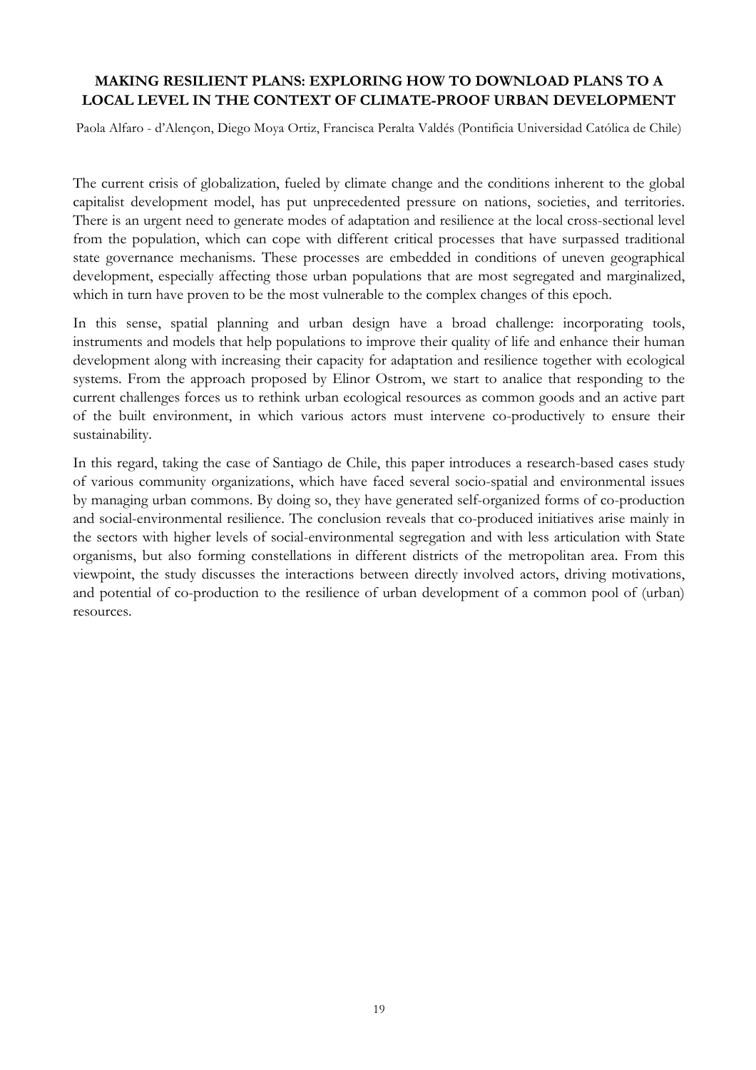## MAKING RESILIENT PLANS: EXPLORING HOW TO DOWNLOAD PLANS TO A LOCAL LEVEL IN THE CONTEXT OF CLIMATE-PROOF URBAN DEVELOPMENT

Paola Alfaro - d'Alençon, Diego Moya Ortiz, Francisca Peralta Valdés (Pontificia Universidad Católica de Chile)

The current crisis of globalization, fueled by climate change and the conditions inherent to the global capitalist development model, has put unprecedented pressure on nations, societies, and territories. There is an urgent need to generate modes of adaptation and resilience at the local cross-sectional level from the population, which can cope with different critical processes that have surpassed traditional state governance mechanisms. These processes are embedded in conditions of uneven geographical development, especially affecting those urban populations that are most segregated and marginalized, which in turn have proven to be the most vulnerable to the complex changes of this epoch.

In this sense, spatial planning and urban design have a broad challenge: incorporating tools, instruments and models that help populations to improve their quality of life and enhance their human development along with increasing their capacity for adaptation and resilience together with ecological systems. From the approach proposed by Elinor Ostrom, we start to analice that responding to the current challenges forces us to rethink urban ecological resources as common goods and an active part of the built environment, in which various actors must intervene co-productively to ensure their sustainability.

In this regard, taking the case of Santiago de Chile, this paper introduces a research-based cases study of various community organizations, which have faced several socio-spatial and environmental issues by managing urban commons. By doing so, they have generated self-organized forms of co-production and social-environmental resilience. The conclusion reveals that co-produced initiatives arise mainly in the sectors with higher levels of social-environmental segregation and with less articulation with State organisms, but also forming constellations in different districts of the metropolitan area. From this viewpoint, the study discusses the interactions between directly involved actors, driving motivations, and potential of co-production to the resilience of urban development of a common pool of (urban) resources.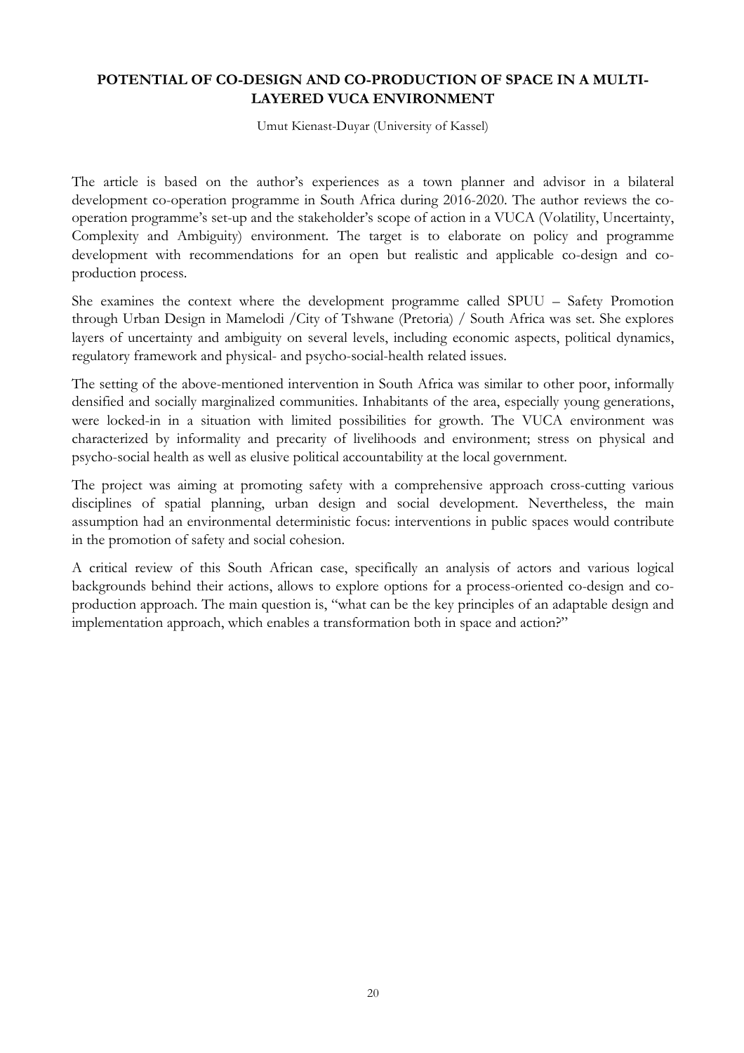## POTENTIAL OF CO-DESIGN AND CO-PRODUCTION OF SPACE IN A MULTI-LAYERED VUCA ENVIRONMENT

Umut Kienast-Duyar (University of Kassel)

The article is based on the author's experiences as a town planner and advisor in a bilateral development co-operation programme in South Africa during 2016-2020. The author reviews the co-operation programme's set-up and the stakeholder's scope of action in a VUCA (Volatility, Uncertainty, Complexity and Ambiguity) environment. The target is to elaborate on policy and programme development with recommendations for an open but realistic and applicable co-design and co-production process.

She examines the context where the development programme called SPUU – Safety Promotion through Urban Design in Mamelodi /City of Tshwane (Pretoria) / South Africa was set. She explores layers of uncertainty and ambiguity on several levels, including economic aspects, political dynamics, regulatory framework and physical- and psycho-social-health related issues.

The setting of the above-mentioned intervention in South Africa was similar to other poor, informally densified and socially marginalized communities. Inhabitants of the area, especially young generations, were locked-in in a situation with limited possibilities for growth. The VUCA environment was characterized by informality and precarity of livelihoods and environment; stress on physical and psycho-social health as well as elusive political accountability at the local government.

The project was aiming at promoting safety with a comprehensive approach cross-cutting various disciplines of spatial planning, urban design and social development. Nevertheless, the main assumption had an environmental deterministic focus: interventions in public spaces would contribute in the promotion of safety and social cohesion.

A critical review of this South African case, specifically an analysis of actors and various logical backgrounds behind their actions, allows to explore options for a process-oriented co-design and co-production approach. The main question is, "what can be the key principles of an adaptable design and implementation approach, which enables a transformation both in space and action?"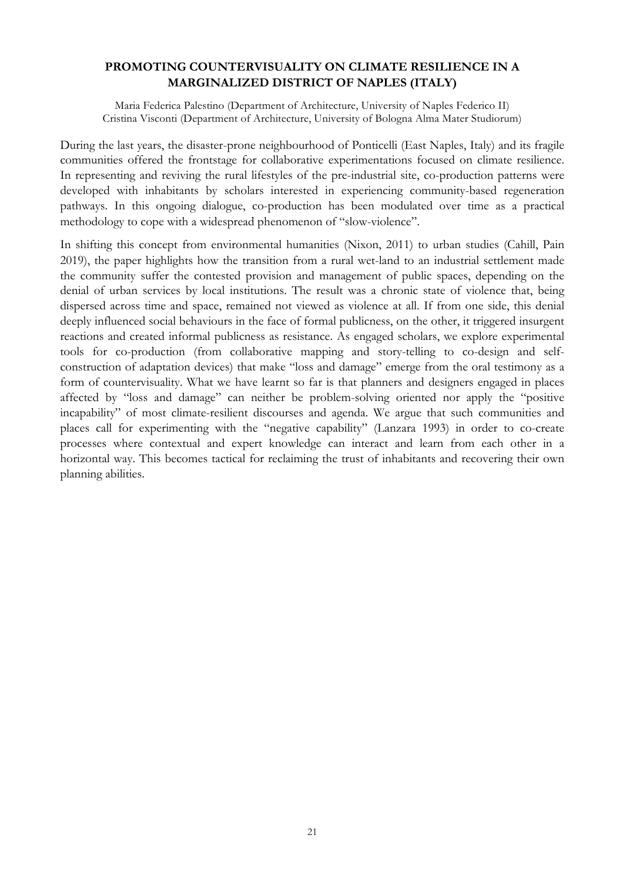## PROMOTING COUNTERVISUALITY ON CLIMATE RESILIENCE IN A MARGINALIZED DISTRICT OF NAPLES (ITALY)

Maria Federica Palestino (Department of Architecture, University of Naples Federico II)
Cristina Visconti (Department of Architecture, University of Bologna Alma Mater Studiorum)

During the last years, the disaster-prone neighbourhood of Ponticelli (East Naples, Italy) and its fragile communities offered the frontstage for collaborative experimentations focused on climate resilience. In representing and reviving the rural lifestyles of the pre-industrial site, co-production patterns were developed with inhabitants by scholars interested in experiencing community-based regeneration pathways. In this ongoing dialogue, co-production has been modulated over time as a practical methodology to cope with a widespread phenomenon of "slow-violence".

In shifting this concept from environmental humanities (Nixon, 2011) to urban studies (Cahill, Pain 2019), the paper highlights how the transition from a rural wet-land to an industrial settlement made the community suffer the contested provision and management of public spaces, depending on the denial of urban services by local institutions. The result was a chronic state of violence that, being dispersed across time and space, remained not viewed as violence at all. If from one side, this denial deeply influenced social behaviours in the face of formal publicness, on the other, it triggered insurgent reactions and created informal publicness as resistance. As engaged scholars, we explore experimental tools for co-production (from collaborative mapping and story-telling to co-design and self-construction of adaptation devices) that make "loss and damage" emerge from the oral testimony as a form of countervisuality. What we have learnt so far is that planners and designers engaged in places affected by "loss and damage" can neither be problem-solving oriented nor apply the "positive incapability" of most climate-resilient discourses and agenda. We argue that such communities and places call for experimenting with the "negative capability" (Lanzara 1993) in order to co-create processes where contextual and expert knowledge can interact and learn from each other in a horizontal way. This becomes tactical for reclaiming the trust of inhabitants and recovering their own planning abilities.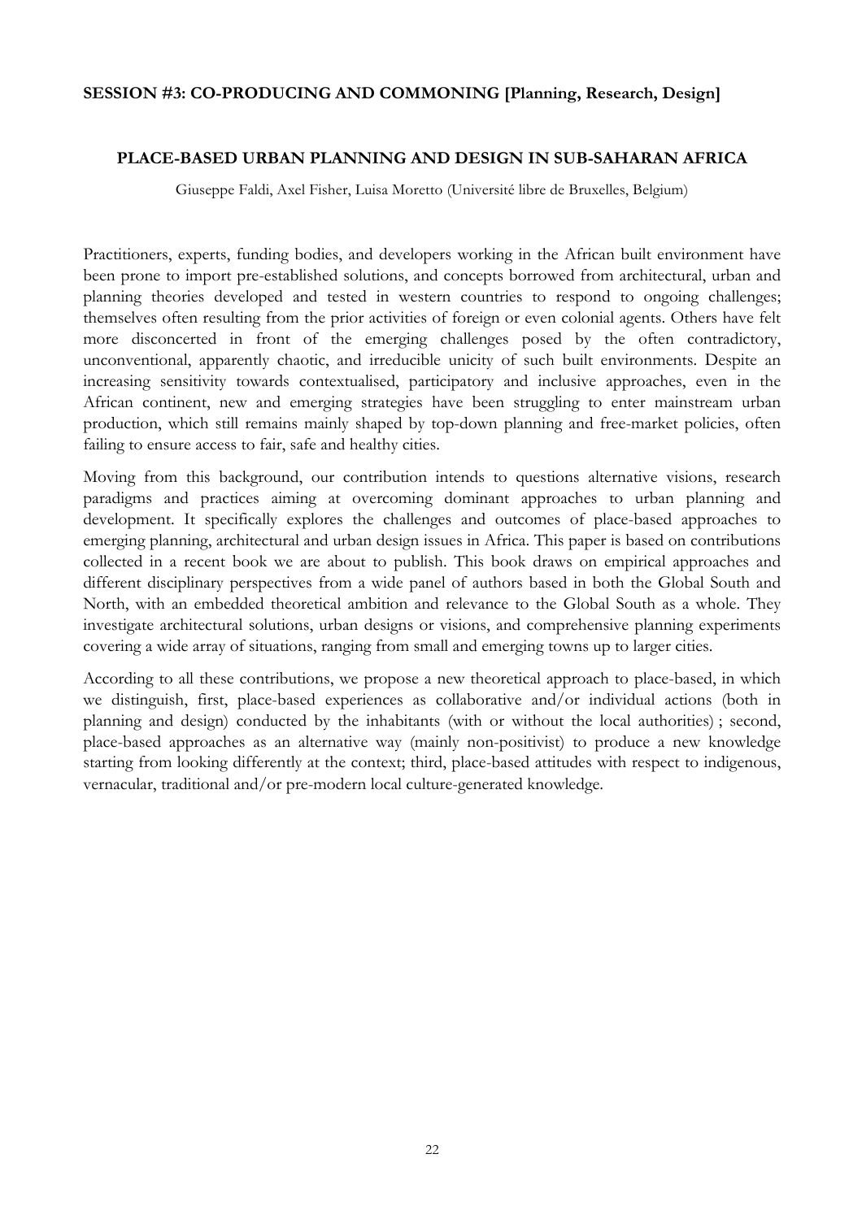**SESSION #3: CO-PRODUCING AND COMMONING [Planning, Research, Design]**

## PLACE-BASED URBAN PLANNING AND DESIGN IN SUB-SAHARAN AFRICA

Giuseppe Faldi, Axel Fisher, Luisa Moretto (Université libre de Bruxelles, Belgium)

Practitioners, experts, funding bodies, and developers working in the African built environment have been prone to import pre-established solutions, and concepts borrowed from architectural, urban and planning theories developed and tested in western countries to respond to ongoing challenges; themselves often resulting from the prior activities of foreign or even colonial agents. Others have felt more disconcerted in front of the emerging challenges posed by the often contradictory, unconventional, apparently chaotic, and irreducible unicity of such built environments. Despite an increasing sensitivity towards contextualised, participatory and inclusive approaches, even in the African continent, new and emerging strategies have been struggling to enter mainstream urban production, which still remains mainly shaped by top-down planning and free-market policies, often failing to ensure access to fair, safe and healthy cities.

Moving from this background, our contribution intends to questions alternative visions, research paradigms and practices aiming at overcoming dominant approaches to urban planning and development. It specifically explores the challenges and outcomes of place-based approaches to emerging planning, architectural and urban design issues in Africa. This paper is based on contributions collected in a recent book we are about to publish. This book draws on empirical approaches and different disciplinary perspectives from a wide panel of authors based in both the Global South and North, with an embedded theoretical ambition and relevance to the Global South as a whole. They investigate architectural solutions, urban designs or visions, and comprehensive planning experiments covering a wide array of situations, ranging from small and emerging towns up to larger cities.

According to all these contributions, we propose a new theoretical approach to place-based, in which we distinguish, first, place-based experiences as collaborative and/or individual actions (both in planning and design) conducted by the inhabitants (with or without the local authorities) ; second, place-based approaches as an alternative way (mainly non-positivist) to produce a new knowledge starting from looking differently at the context; third, place-based attitudes with respect to indigenous, vernacular, traditional and/or pre-modern local culture-generated knowledge.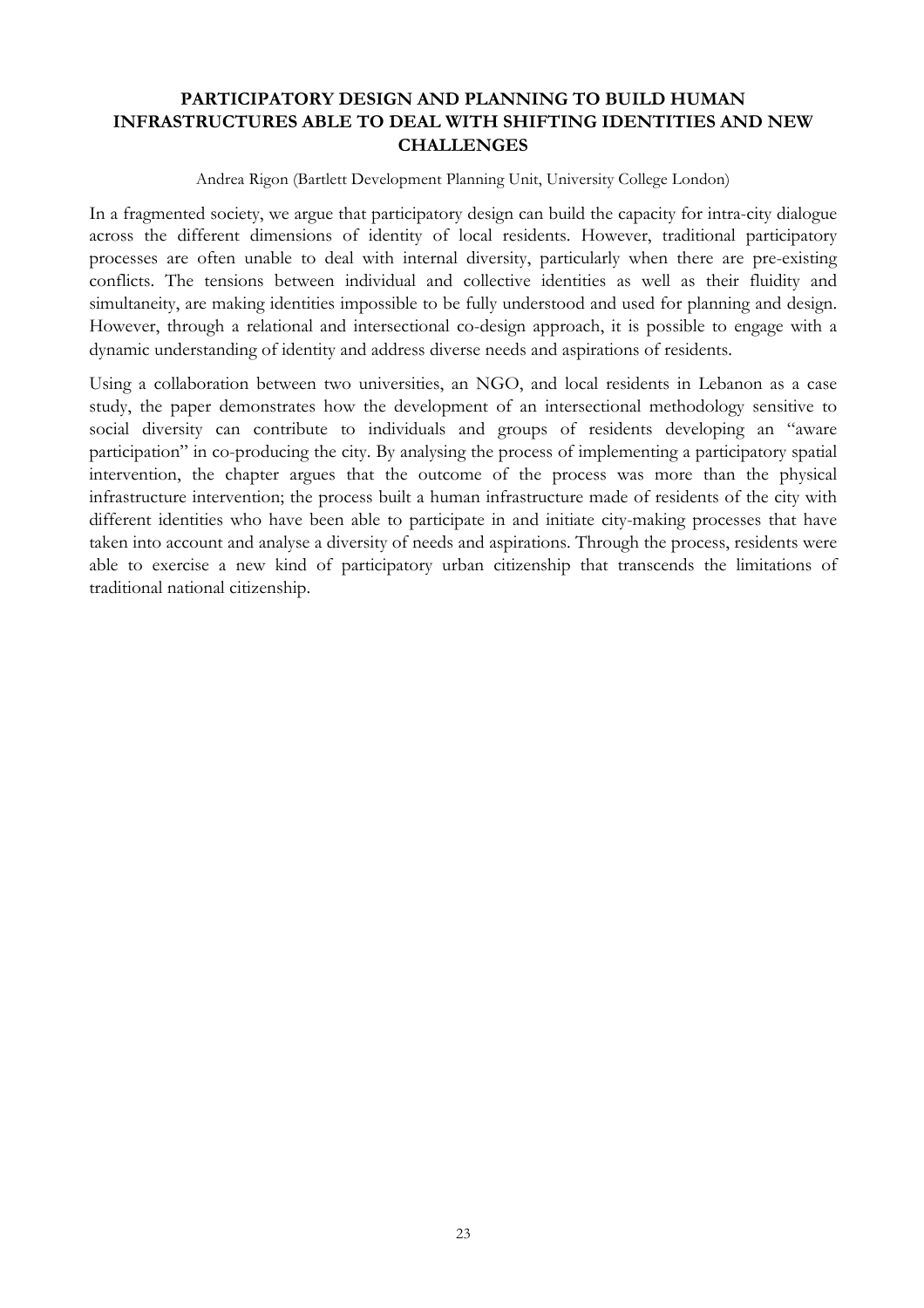## PARTICIPATORY DESIGN AND PLANNING TO BUILD HUMAN INFRASTRUCTURES ABLE TO DEAL WITH SHIFTING IDENTITIES AND NEW CHALLENGES

Andrea Rigon (Bartlett Development Planning Unit, University College London)

In a fragmented society, we argue that participatory design can build the capacity for intra-city dialogue across the different dimensions of identity of local residents. However, traditional participatory processes are often unable to deal with internal diversity, particularly when there are pre-existing conflicts. The tensions between individual and collective identities as well as their fluidity and simultaneity, are making identities impossible to be fully understood and used for planning and design. However, through a relational and intersectional co-design approach, it is possible to engage with a dynamic understanding of identity and address diverse needs and aspirations of residents.

Using a collaboration between two universities, an NGO, and local residents in Lebanon as a case study, the paper demonstrates how the development of an intersectional methodology sensitive to social diversity can contribute to individuals and groups of residents developing an "aware participation" in co-producing the city. By analysing the process of implementing a participatory spatial intervention, the chapter argues that the outcome of the process was more than the physical infrastructure intervention; the process built a human infrastructure made of residents of the city with different identities who have been able to participate in and initiate city-making processes that have taken into account and analyse a diversity of needs and aspirations. Through the process, residents were able to exercise a new kind of participatory urban citizenship that transcends the limitations of traditional national citizenship.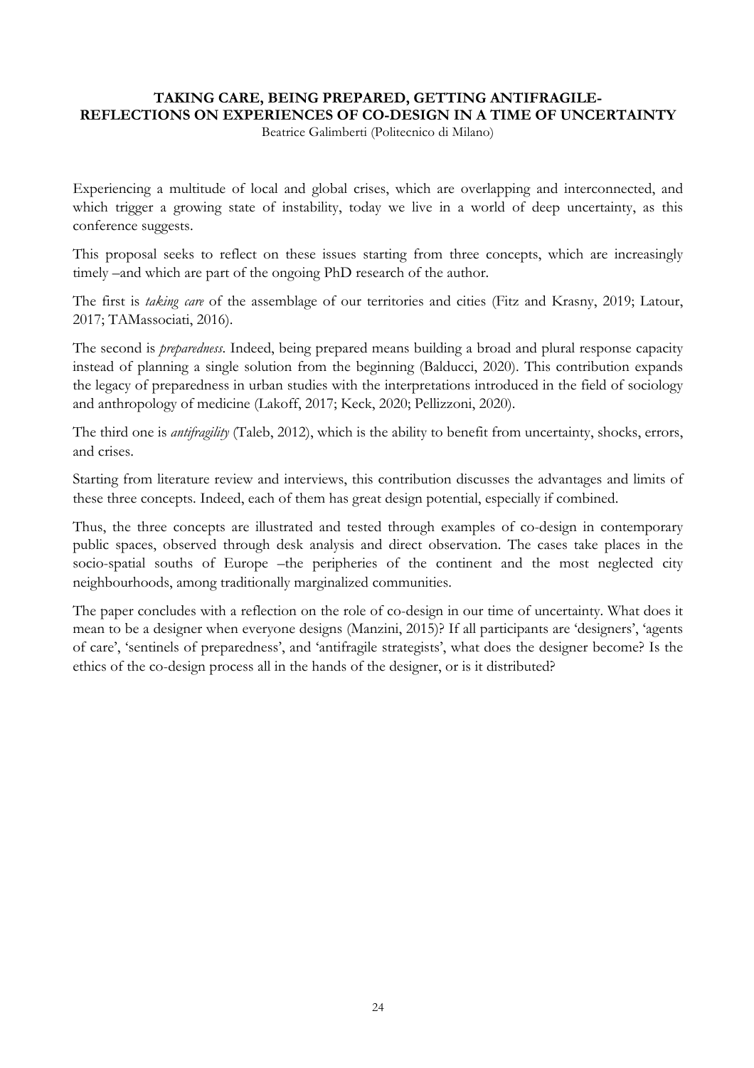## TAKING CARE, BEING PREPARED, GETTING ANTIFRAGILE- REFLECTIONS ON EXPERIENCES OF CO-DESIGN IN A TIME OF UNCERTAINTY

Beatrice Galimberti (Politecnico di Milano)

Experiencing a multitude of local and global crises, which are overlapping and interconnected, and which trigger a growing state of instability, today we live in a world of deep uncertainty, as this conference suggests.

This proposal seeks to reflect on these issues starting from three concepts, which are increasingly timely –and which are part of the ongoing PhD research of the author.

The first is *taking care* of the assemblage of our territories and cities (Fitz and Krasny, 2019; Latour, 2017; TAMassociati, 2016).

The second is *preparedness*. Indeed, being prepared means building a broad and plural response capacity instead of planning a single solution from the beginning (Balducci, 2020). This contribution expands the legacy of preparedness in urban studies with the interpretations introduced in the field of sociology and anthropology of medicine (Lakoff, 2017; Keck, 2020; Pellizzoni, 2020).

The third one is *antifragility* (Taleb, 2012), which is the ability to benefit from uncertainty, shocks, errors, and crises.

Starting from literature review and interviews, this contribution discusses the advantages and limits of these three concepts. Indeed, each of them has great design potential, especially if combined.

Thus, the three concepts are illustrated and tested through examples of co-design in contemporary public spaces, observed through desk analysis and direct observation. The cases take places in the socio-spatial souths of Europe –the peripheries of the continent and the most neglected city neighbourhoods, among traditionally marginalized communities.

The paper concludes with a reflection on the role of co-design in our time of uncertainty. What does it mean to be a designer when everyone designs (Manzini, 2015)? If all participants are 'designers', 'agents of care', 'sentinels of preparedness', and 'antifragile strategists', what does the designer become? Is the ethics of the co-design process all in the hands of the designer, or is it distributed?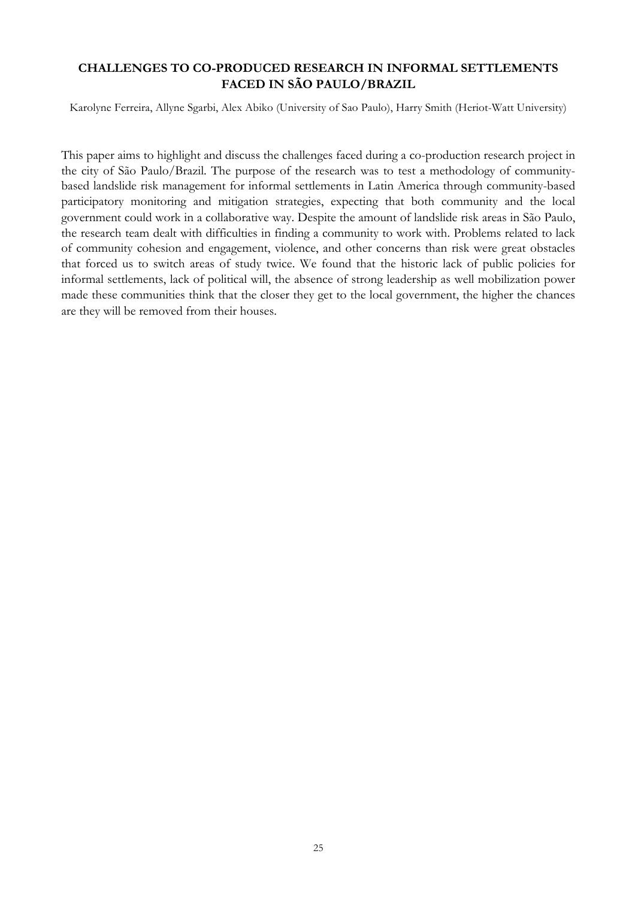## CHALLENGES TO CO-PRODUCED RESEARCH IN INFORMAL SETTLEMENTS FACED IN SÃO PAULO/BRAZIL

Karolyne Ferreira, Allyne Sgarbi, Alex Abiko (University of Sao Paulo), Harry Smith (Heriot-Watt University)

This paper aims to highlight and discuss the challenges faced during a co-production research project in the city of São Paulo/Brazil. The purpose of the research was to test a methodology of community-based landslide risk management for informal settlements in Latin America through community-based participatory monitoring and mitigation strategies, expecting that both community and the local government could work in a collaborative way. Despite the amount of landslide risk areas in São Paulo, the research team dealt with difficulties in finding a community to work with. Problems related to lack of community cohesion and engagement, violence, and other concerns than risk were great obstacles that forced us to switch areas of study twice. We found that the historic lack of public policies for informal settlements, lack of political will, the absence of strong leadership as well mobilization power made these communities think that the closer they get to the local government, the higher the chances are they will be removed from their houses.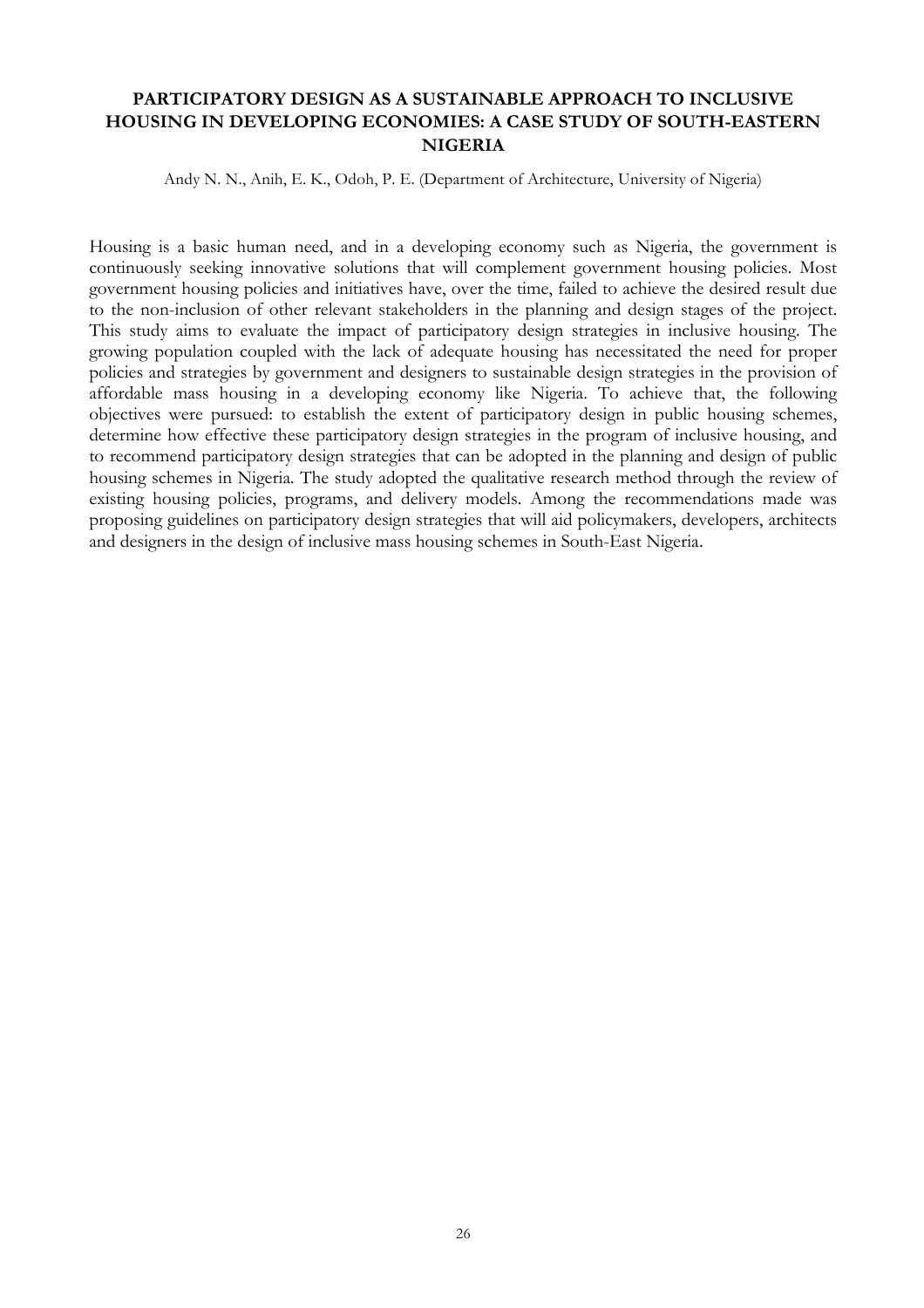## PARTICIPATORY DESIGN AS A SUSTAINABLE APPROACH TO INCLUSIVE HOUSING IN DEVELOPING ECONOMIES: A CASE STUDY OF SOUTH-EASTERN NIGERIA

Andy N. N., Anih, E. K., Odoh, P. E. (Department of Architecture, University of Nigeria)

Housing is a basic human need, and in a developing economy such as Nigeria, the government is continuously seeking innovative solutions that will complement government housing policies. Most government housing policies and initiatives have, over the time, failed to achieve the desired result due to the non-inclusion of other relevant stakeholders in the planning and design stages of the project. This study aims to evaluate the impact of participatory design strategies in inclusive housing. The growing population coupled with the lack of adequate housing has necessitated the need for proper policies and strategies by government and designers to sustainable design strategies in the provision of affordable mass housing in a developing economy like Nigeria. To achieve that, the following objectives were pursued: to establish the extent of participatory design in public housing schemes, determine how effective these participatory design strategies in the program of inclusive housing, and to recommend participatory design strategies that can be adopted in the planning and design of public housing schemes in Nigeria. The study adopted the qualitative research method through the review of existing housing policies, programs, and delivery models. Among the recommendations made was proposing guidelines on participatory design strategies that will aid policymakers, developers, architects and designers in the design of inclusive mass housing schemes in South-East Nigeria.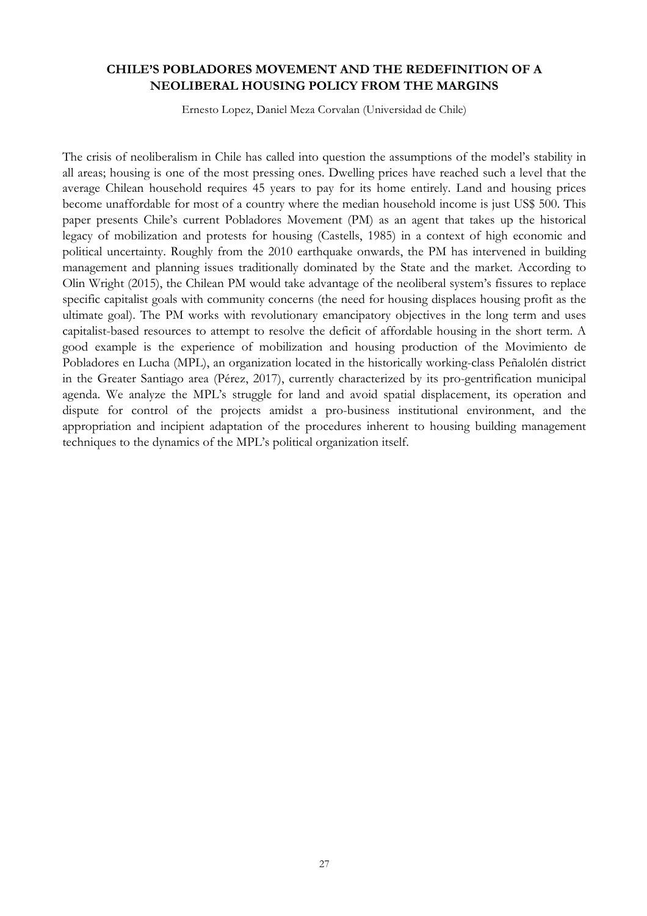## CHILE'S POBLADORES MOVEMENT AND THE REDEFINITION OF A NEOLIBERAL HOUSING POLICY FROM THE MARGINS

Ernesto Lopez, Daniel Meza Corvalan (Universidad de Chile)

The crisis of neoliberalism in Chile has called into question the assumptions of the model's stability in all areas; housing is one of the most pressing ones. Dwelling prices have reached such a level that the average Chilean household requires 45 years to pay for its home entirely. Land and housing prices become unaffordable for most of a country where the median household income is just US$ 500. This paper presents Chile's current Pobladores Movement (PM) as an agent that takes up the historical legacy of mobilization and protests for housing (Castells, 1985) in a context of high economic and political uncertainty. Roughly from the 2010 earthquake onwards, the PM has intervened in building management and planning issues traditionally dominated by the State and the market. According to Olin Wright (2015), the Chilean PM would take advantage of the neoliberal system's fissures to replace specific capitalist goals with community concerns (the need for housing displaces housing profit as the ultimate goal). The PM works with revolutionary emancipatory objectives in the long term and uses capitalist-based resources to attempt to resolve the deficit of affordable housing in the short term. A good example is the experience of mobilization and housing production of the Movimiento de Pobladores en Lucha (MPL), an organization located in the historically working-class Peñalolén district in the Greater Santiago area (Pérez, 2017), currently characterized by its pro-gentrification municipal agenda. We analyze the MPL's struggle for land and avoid spatial displacement, its operation and dispute for control of the projects amidst a pro-business institutional environment, and the appropriation and incipient adaptation of the procedures inherent to housing building management techniques to the dynamics of the MPL's political organization itself.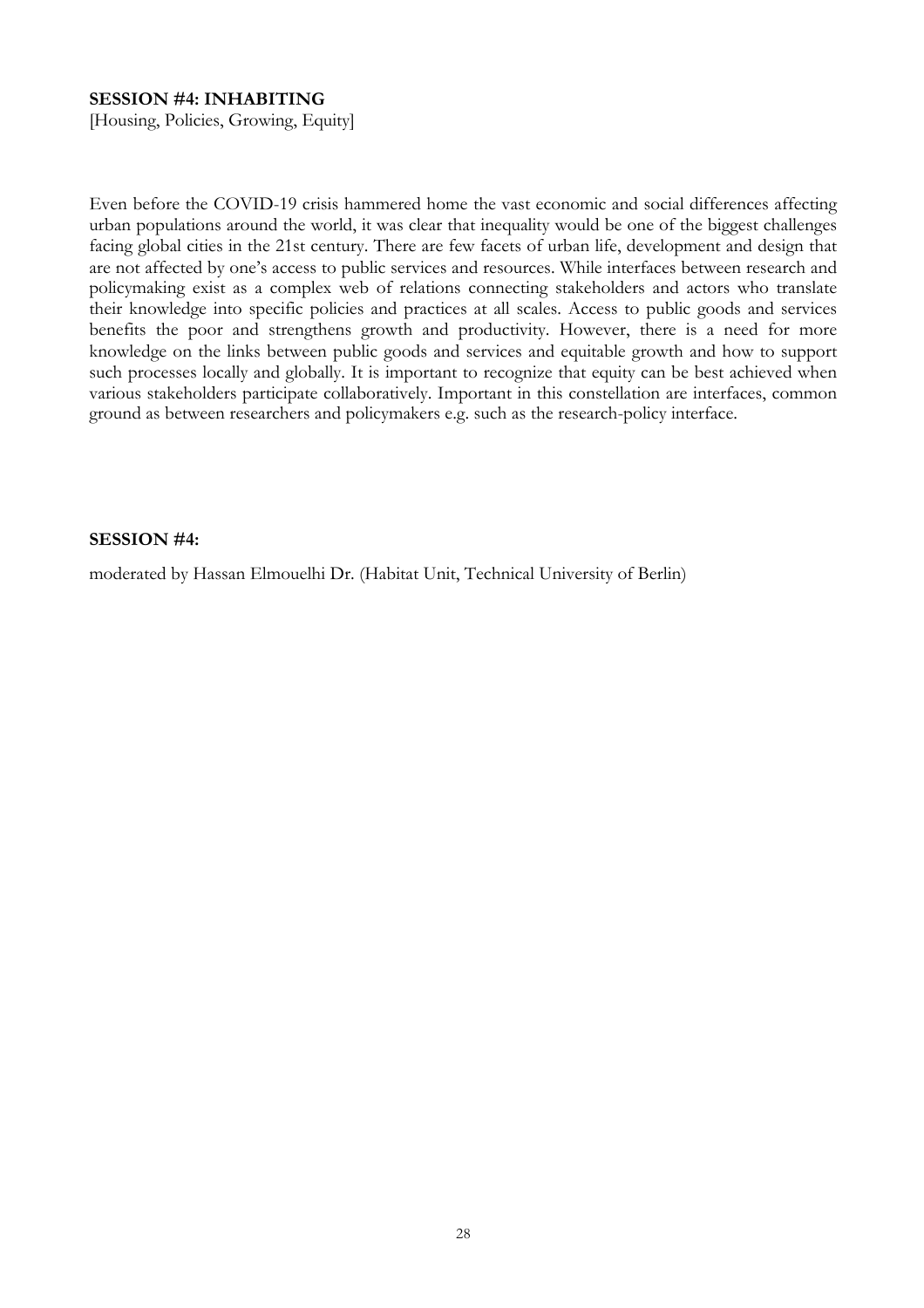**SESSION #4: INHABITING**

[Housing, Policies, Growing, Equity]

Even before the COVID-19 crisis hammered home the vast economic and social differences affecting urban populations around the world, it was clear that inequality would be one of the biggest challenges facing global cities in the 21st century. There are few facets of urban life, development and design that are not affected by one's access to public services and resources. While interfaces between research and policymaking exist as a complex web of relations connecting stakeholders and actors who translate their knowledge into specific policies and practices at all scales. Access to public goods and services benefits the poor and strengthens growth and productivity. However, there is a need for more knowledge on the links between public goods and services and equitable growth and how to support such processes locally and globally. It is important to recognize that equity can be best achieved when various stakeholders participate collaboratively. Important in this constellation are interfaces, common ground as between researchers and policymakers e.g. such as the research-policy interface.

**SESSION #4:**

moderated by Hassan Elmouelhi Dr. (Habitat Unit, Technical University of Berlin)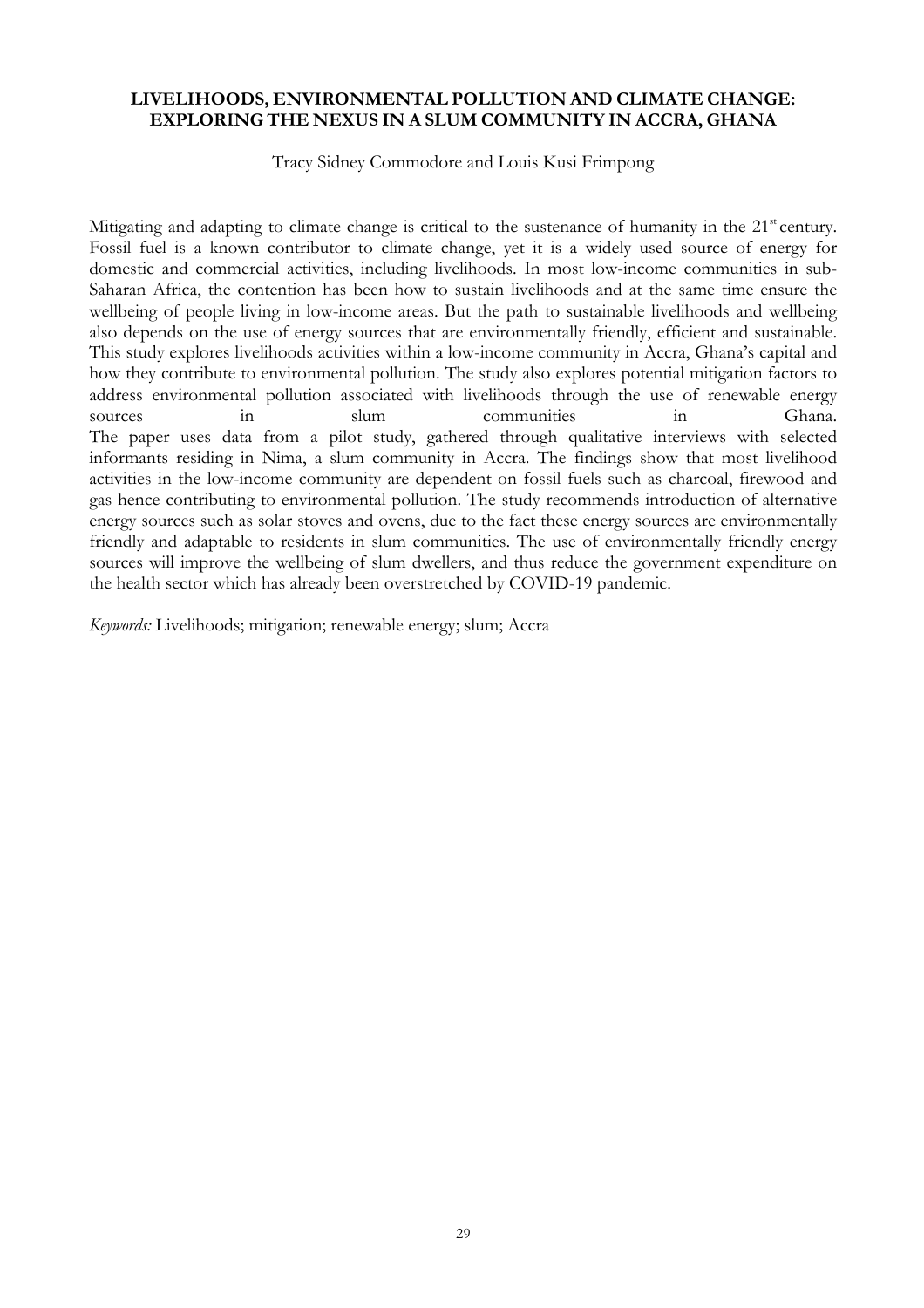**LIVELIHOODS, ENVIRONMENTAL POLLUTION AND CLIMATE CHANGE: EXPLORING THE NEXUS IN A SLUM COMMUNITY IN ACCRA, GHANA**

Tracy Sidney Commodore and Louis Kusi Frimpong

Mitigating and adapting to climate change is critical to the sustenance of humanity in the 21st century. Fossil fuel is a known contributor to climate change, yet it is a widely used source of energy for domestic and commercial activities, including livelihoods. In most low-income communities in sub-Saharan Africa, the contention has been how to sustain livelihoods and at the same time ensure the wellbeing of people living in low-income areas. But the path to sustainable livelihoods and wellbeing also depends on the use of energy sources that are environmentally friendly, efficient and sustainable. This study explores livelihoods activities within a low-income community in Accra, Ghana's capital and how they contribute to environmental pollution. The study also explores potential mitigation factors to address environmental pollution associated with livelihoods through the use of renewable energy sources in slum communities in Ghana.

The paper uses data from a pilot study, gathered through qualitative interviews with selected informants residing in Nima, a slum community in Accra. The findings show that most livelihood activities in the low-income community are dependent on fossil fuels such as charcoal, firewood and gas hence contributing to environmental pollution. The study recommends introduction of alternative energy sources such as solar stoves and ovens, due to the fact these energy sources are environmentally friendly and adaptable to residents in slum communities. The use of environmentally friendly energy sources will improve the wellbeing of slum dwellers, and thus reduce the government expenditure on the health sector which has already been overstretched by COVID-19 pandemic.

*Keywords:* Livelihoods; mitigation; renewable energy; slum; Accra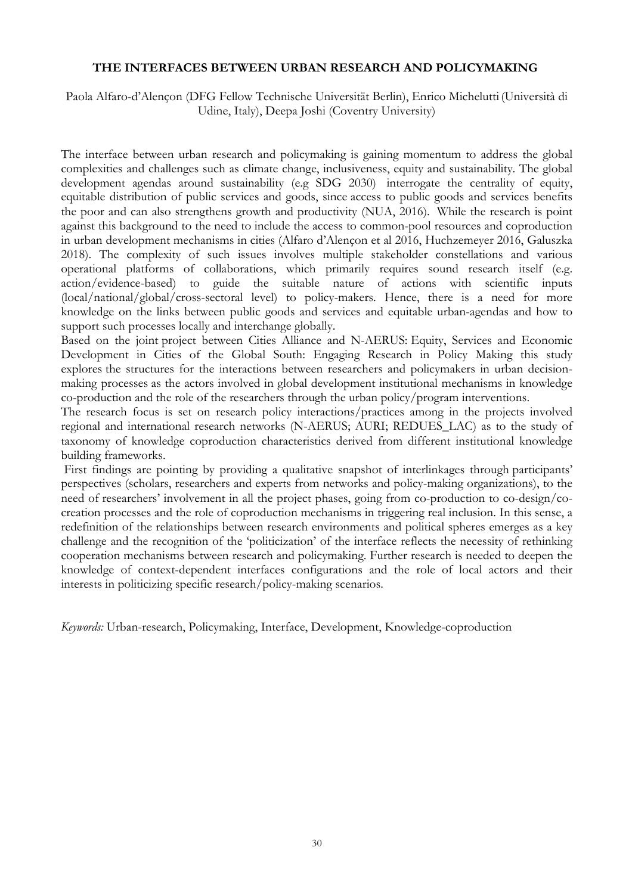## THE INTERFACES BETWEEN URBAN RESEARCH AND POLICYMAKING

Paola Alfaro-d'Alençon (DFG Fellow Technische Universität Berlin), Enrico Michelutti (Università di Udine, Italy), Deepa Joshi (Coventry University)

The interface between urban research and policymaking is gaining momentum to address the global complexities and challenges such as climate change, inclusiveness, equity and sustainability. The global development agendas around sustainability (e.g SDG 2030) interrogate the centrality of equity, equitable distribution of public services and goods, since access to public goods and services benefits the poor and can also strengthens growth and productivity (NUA, 2016). While the research is point against this background to the need to include the access to common-pool resources and coproduction in urban development mechanisms in cities (Alfaro d'Alençon et al 2016, Huchzemeyer 2016, Galuszka 2018). The complexity of such issues involves multiple stakeholder constellations and various operational platforms of collaborations, which primarily requires sound research itself (e.g. action/evidence-based) to guide the suitable nature of actions with scientific inputs (local/national/global/cross-sectoral level) to policy-makers. Hence, there is a need for more knowledge on the links between public goods and services and equitable urban-agendas and how to support such processes locally and interchange globally.

Based on the joint project between Cities Alliance and N-AERUS: Equity, Services and Economic Development in Cities of the Global South: Engaging Research in Policy Making this study explores the structures for the interactions between researchers and policymakers in urban decision-making processes as the actors involved in global development institutional mechanisms in knowledge co-production and the role of the researchers through the urban policy/program interventions.

The research focus is set on research policy interactions/practices among in the projects involved regional and international research networks (N-AERUS; AURI; REDUES_LAC) as to the study of taxonomy of knowledge coproduction characteristics derived from different institutional knowledge building frameworks.

First findings are pointing by providing a qualitative snapshot of interlinkages through participants' perspectives (scholars, researchers and experts from networks and policy-making organizations), to the need of researchers' involvement in all the project phases, going from co-production to co-design/co-creation processes and the role of coproduction mechanisms in triggering real inclusion. In this sense, a redefinition of the relationships between research environments and political spheres emerges as a key challenge and the recognition of the 'politicization' of the interface reflects the necessity of rethinking cooperation mechanisms between research and policymaking. Further research is needed to deepen the knowledge of context-dependent interfaces configurations and the role of local actors and their interests in politicizing specific research/policy-making scenarios.

*Keywords:* Urban-research, Policymaking, Interface, Development, Knowledge-coproduction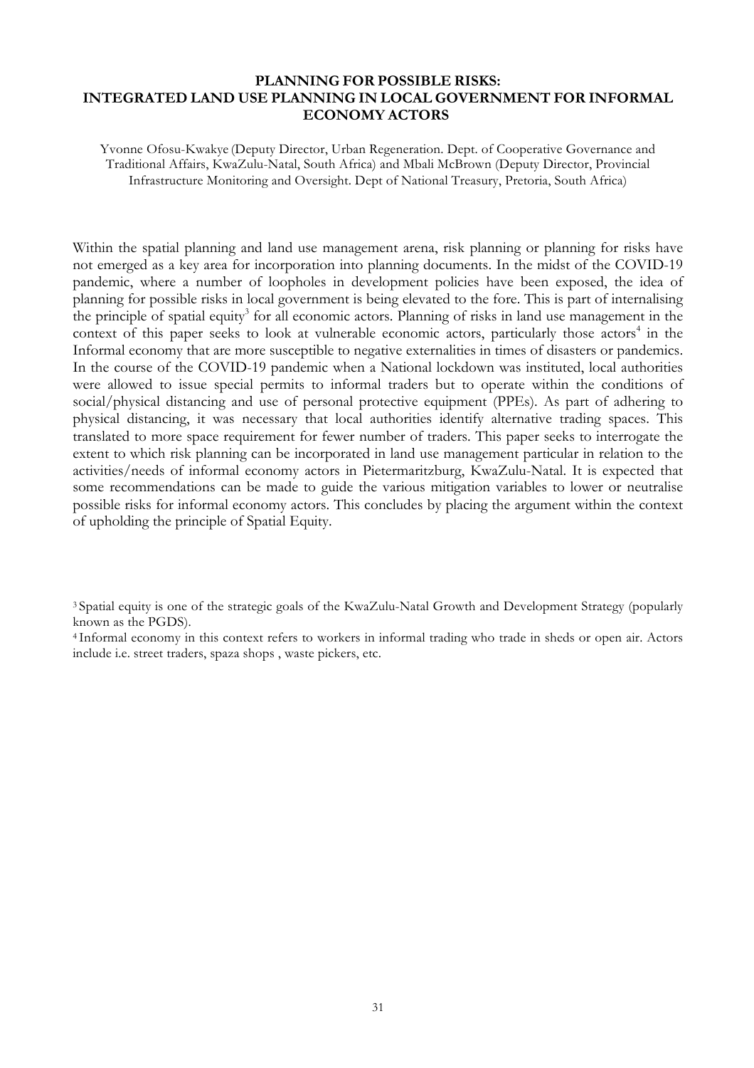## PLANNING FOR POSSIBLE RISKS: INTEGRATED LAND USE PLANNING IN LOCAL GOVERNMENT FOR INFORMAL ECONOMY ACTORS

Yvonne Ofosu-Kwakye (Deputy Director, Urban Regeneration. Dept. of Cooperative Governance and Traditional Affairs, KwaZulu-Natal, South Africa) and Mbali McBrown (Deputy Director, Provincial Infrastructure Monitoring and Oversight. Dept of National Treasury, Pretoria, South Africa)

Within the spatial planning and land use management arena, risk planning or planning for risks have not emerged as a key area for incorporation into planning documents. In the midst of the COVID-19 pandemic, where a number of loopholes in development policies have been exposed, the idea of planning for possible risks in local government is being elevated to the fore. This is part of internalising the principle of spatial equity[3] for all economic actors. Planning of risks in land use management in the context of this paper seeks to look at vulnerable economic actors, particularly those actors[4] in the Informal economy that are more susceptible to negative externalities in times of disasters or pandemics. In the course of the COVID-19 pandemic when a National lockdown was instituted, local authorities were allowed to issue special permits to informal traders but to operate within the conditions of social/physical distancing and use of personal protective equipment (PPEs). As part of adhering to physical distancing, it was necessary that local authorities identify alternative trading spaces. This translated to more space requirement for fewer number of traders. This paper seeks to interrogate the extent to which risk planning can be incorporated in land use management particular in relation to the activities/needs of informal economy actors in Pietermaritzburg, KwaZulu-Natal. It is expected that some recommendations can be made to guide the various mitigation variables to lower or neutralise possible risks for informal economy actors. This concludes by placing the argument within the context of upholding the principle of Spatial Equity.

[3] Spatial equity is one of the strategic goals of the KwaZulu-Natal Growth and Development Strategy (popularly known as the PGDS).

[4] Informal economy in this context refers to workers in informal trading who trade in sheds or open air. Actors include i.e. street traders, spaza shops , waste pickers, etc.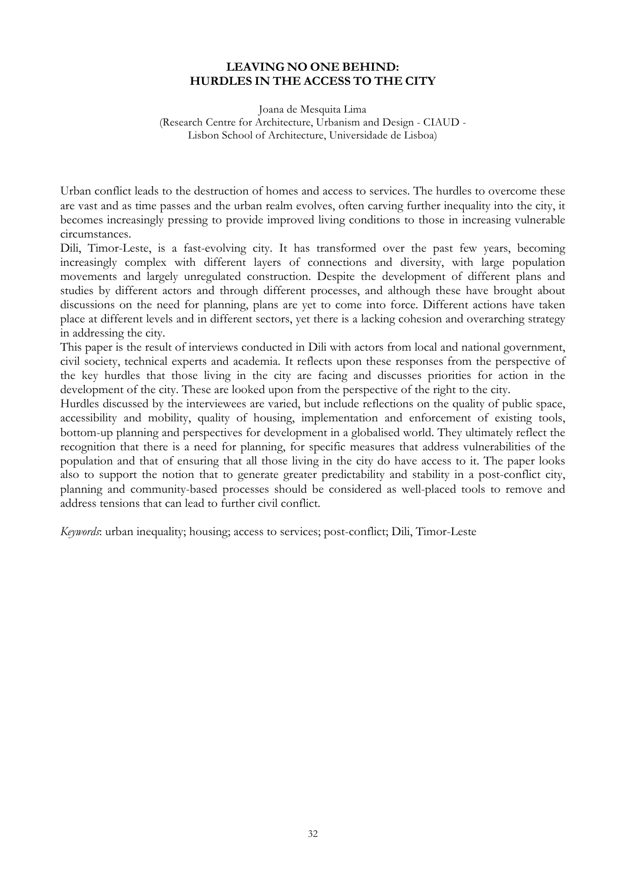# LEAVING NO ONE BEHIND: HURDLES IN THE ACCESS TO THE CITY

Joana de Mesquita Lima
(Research Centre for Architecture, Urbanism and Design - CIAUD - Lisbon School of Architecture, Universidade de Lisboa)

Urban conflict leads to the destruction of homes and access to services. The hurdles to overcome these are vast and as time passes and the urban realm evolves, often carving further inequality into the city, it becomes increasingly pressing to provide improved living conditions to those in increasing vulnerable circumstances.

Dili, Timor-Leste, is a fast-evolving city. It has transformed over the past few years, becoming increasingly complex with different layers of connections and diversity, with large population movements and largely unregulated construction. Despite the development of different plans and studies by different actors and through different processes, and although these have brought about discussions on the need for planning, plans are yet to come into force. Different actions have taken place at different levels and in different sectors, yet there is a lacking cohesion and overarching strategy in addressing the city.

This paper is the result of interviews conducted in Dili with actors from local and national government, civil society, technical experts and academia. It reflects upon these responses from the perspective of the key hurdles that those living in the city are facing and discusses priorities for action in the development of the city. These are looked upon from the perspective of the right to the city.

Hurdles discussed by the interviewees are varied, but include reflections on the quality of public space, accessibility and mobility, quality of housing, implementation and enforcement of existing tools, bottom-up planning and perspectives for development in a globalised world. They ultimately reflect the recognition that there is a need for planning, for specific measures that address vulnerabilities of the population and that of ensuring that all those living in the city do have access to it. The paper looks also to support the notion that to generate greater predictability and stability in a post-conflict city, planning and community-based processes should be considered as well-placed tools to remove and address tensions that can lead to further civil conflict.

*Keywords*: urban inequality; housing; access to services; post-conflict; Dili, Timor-Leste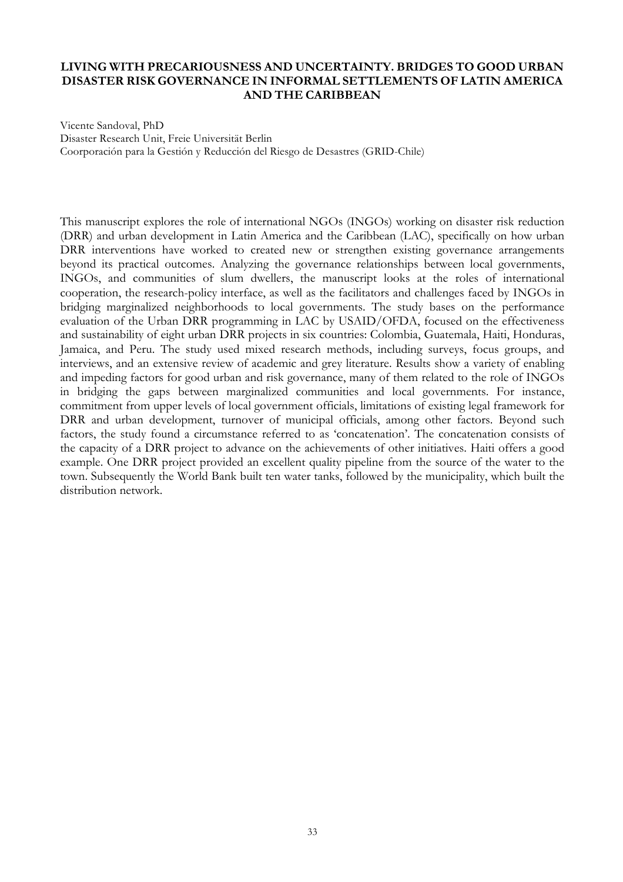# LIVING WITH PRECARIOUSNESS AND UNCERTAINTY. BRIDGES TO GOOD URBAN DISASTER RISK GOVERNANCE IN INFORMAL SETTLEMENTS OF LATIN AMERICA AND THE CARIBBEAN

Vicente Sandoval, PhD
Disaster Research Unit, Freie Universität Berlin
Coorporación para la Gestión y Reducción del Riesgo de Desastres (GRID-Chile)

This manuscript explores the role of international NGOs (INGOs) working on disaster risk reduction (DRR) and urban development in Latin America and the Caribbean (LAC), specifically on how urban DRR interventions have worked to created new or strengthen existing governance arrangements beyond its practical outcomes. Analyzing the governance relationships between local governments, INGOs, and communities of slum dwellers, the manuscript looks at the roles of international cooperation, the research-policy interface, as well as the facilitators and challenges faced by INGOs in bridging marginalized neighborhoods to local governments. The study bases on the performance evaluation of the Urban DRR programming in LAC by USAID/OFDA, focused on the effectiveness and sustainability of eight urban DRR projects in six countries: Colombia, Guatemala, Haiti, Honduras, Jamaica, and Peru. The study used mixed research methods, including surveys, focus groups, and interviews, and an extensive review of academic and grey literature. Results show a variety of enabling and impeding factors for good urban and risk governance, many of them related to the role of INGOs in bridging the gaps between marginalized communities and local governments. For instance, commitment from upper levels of local government officials, limitations of existing legal framework for DRR and urban development, turnover of municipal officials, among other factors. Beyond such factors, the study found a circumstance referred to as 'concatenation'. The concatenation consists of the capacity of a DRR project to advance on the achievements of other initiatives. Haiti offers a good example. One DRR project provided an excellent quality pipeline from the source of the water to the town. Subsequently the World Bank built ten water tanks, followed by the municipality, which built the distribution network.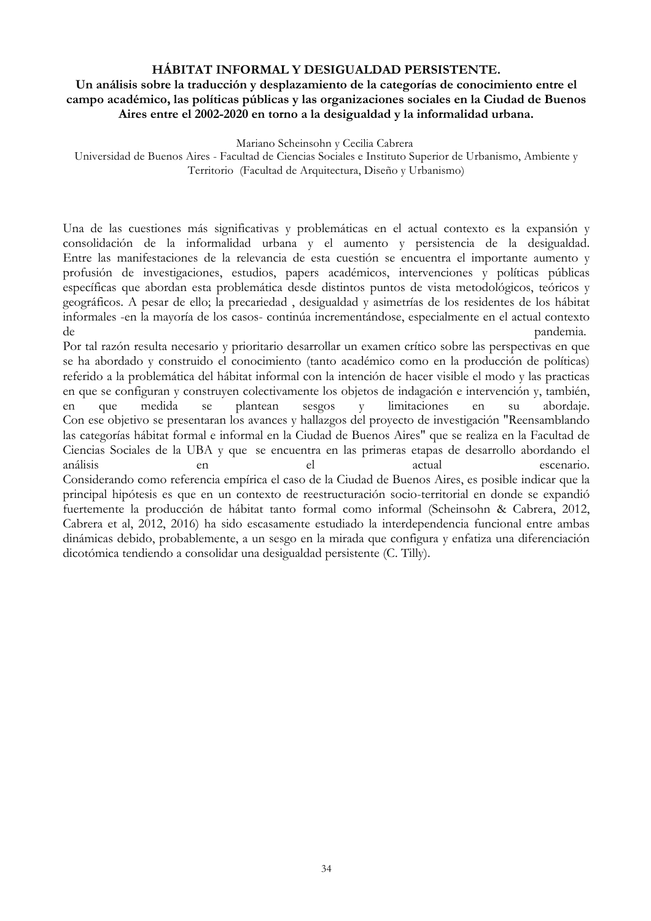## HÁBITAT INFORMAL Y DESIGUALDAD PERSISTENTE.

**Un análisis sobre la traducción y desplazamiento de la categorías de conocimiento entre el campo académico, las políticas públicas y las organizaciones sociales en la Ciudad de Buenos Aires entre el 2002-2020 en torno a la desigualdad y la informalidad urbana.**

Mariano Scheinsohn y Cecilia Cabrera

Universidad de Buenos Aires - Facultad de Ciencias Sociales e Instituto Superior de Urbanismo, Ambiente y Territorio (Facultad de Arquitectura, Diseño y Urbanismo)

Una de las cuestiones más significativas y problemáticas en el actual contexto es la expansión y consolidación de la informalidad urbana y el aumento y persistencia de la desigualdad. Entre las manifestaciones de la relevancia de esta cuestión se encuentra el importante aumento y profusión de investigaciones, estudios, papers académicos, intervenciones y políticas públicas específicas que abordan esta problemática desde distintos puntos de vista metodológicos, teóricos y geográficos. A pesar de ello; la precariedad , desigualdad y asimetrías de los residentes de los hábitat informales -en la mayoría de los casos- continúa incrementándose, especialmente en el actual contexto de pandemia.

Por tal razón resulta necesario y prioritario desarrollar un examen crítico sobre las perspectivas en que se ha abordado y construido el conocimiento (tanto académico como en la producción de políticas) referido a la problemática del hábitat informal con la intención de hacer visible el modo y las practicas en que se configuran y construyen colectivamente los objetos de indagación e intervención y, también, en que medida se plantean sesgos y limitaciones en su abordaje.

Con ese objetivo se presentaran los avances y hallazgos del proyecto de investigación "Reensamblando las categorías hábitat formal e informal en la Ciudad de Buenos Aires" que se realiza en la Facultad de Ciencias Sociales de la UBA y que se encuentra en las primeras etapas de desarrollo abordando el análisis en el actual escenario.

Considerando como referencia empírica el caso de la Ciudad de Buenos Aires, es posible indicar que la principal hipótesis es que en un contexto de reestructuración socio-territorial en donde se expandió fuertemente la producción de hábitat tanto formal como informal (Scheinsohn & Cabrera, 2012, Cabrera et al, 2012, 2016) ha sido escasamente estudiado la interdependencia funcional entre ambas dinámicas debido, probablemente, a un sesgo en la mirada que configura y enfatiza una diferenciación dicotómica tendiendo a consolidar una desigualdad persistente (C. Tilly).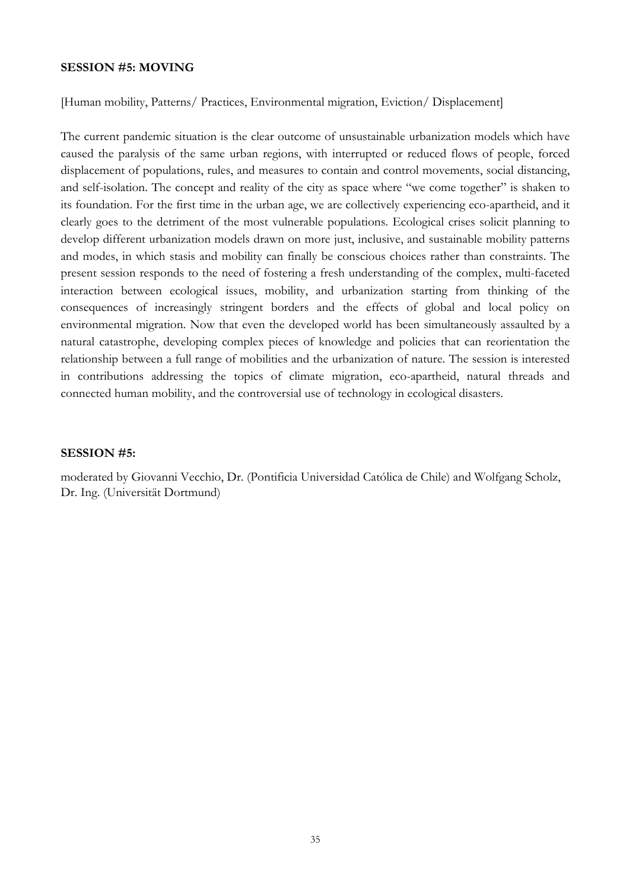**SESSION #5: MOVING**

[Human mobility, Patterns/ Practices, Environmental migration, Eviction/ Displacement]

The current pandemic situation is the clear outcome of unsustainable urbanization models which have caused the paralysis of the same urban regions, with interrupted or reduced flows of people, forced displacement of populations, rules, and measures to contain and control movements, social distancing, and self-isolation. The concept and reality of the city as space where "we come together" is shaken to its foundation. For the first time in the urban age, we are collectively experiencing eco-apartheid, and it clearly goes to the detriment of the most vulnerable populations. Ecological crises solicit planning to develop different urbanization models drawn on more just, inclusive, and sustainable mobility patterns and modes, in which stasis and mobility can finally be conscious choices rather than constraints. The present session responds to the need of fostering a fresh understanding of the complex, multi-faceted interaction between ecological issues, mobility, and urbanization starting from thinking of the consequences of increasingly stringent borders and the effects of global and local policy on environmental migration. Now that even the developed world has been simultaneously assaulted by a natural catastrophe, developing complex pieces of knowledge and policies that can reorientation the relationship between a full range of mobilities and the urbanization of nature. The session is interested in contributions addressing the topics of climate migration, eco-apartheid, natural threads and connected human mobility, and the controversial use of technology in ecological disasters.

**SESSION #5:**

moderated by Giovanni Vecchio, Dr. (Pontificia Universidad Católica de Chile) and Wolfgang Scholz, Dr. Ing. (Universität Dortmund)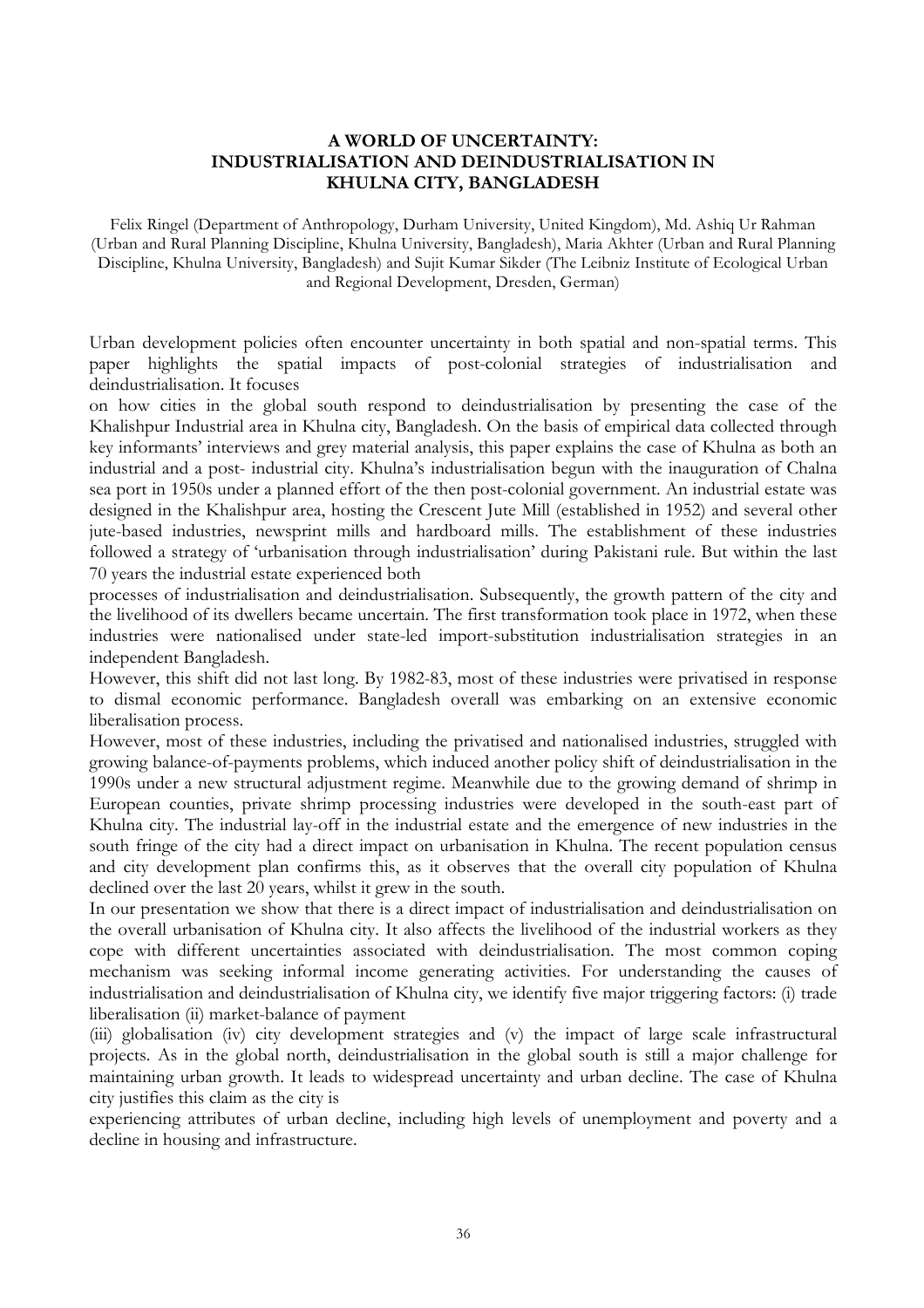**A WORLD OF UNCERTAINTY: INDUSTRIALISATION AND DEINDUSTRIALISATION IN KHULNA CITY, BANGLADESH**

Felix Ringel (Department of Anthropology, Durham University, United Kingdom), Md. Ashiq Ur Rahman (Urban and Rural Planning Discipline, Khulna University, Bangladesh), Maria Akhter (Urban and Rural Planning Discipline, Khulna University, Bangladesh) and Sujit Kumar Sikder (The Leibniz Institute of Ecological Urban and Regional Development, Dresden, German)

Urban development policies often encounter uncertainty in both spatial and non-spatial terms. This paper highlights the spatial impacts of post-colonial strategies of industrialisation and deindustrialisation. It focuses on how cities in the global south respond to deindustrialisation by presenting the case of the Khalishpur Industrial area in Khulna city, Bangladesh. On the basis of empirical data collected through key informants' interviews and grey material analysis, this paper explains the case of Khulna as both an industrial and a post- industrial city. Khulna's industrialisation begun with the inauguration of Chalna sea port in 1950s under a planned effort of the then post-colonial government. An industrial estate was designed in the Khalishpur area, hosting the Crescent Jute Mill (established in 1952) and several other jute-based industries, newsprint mills and hardboard mills. The establishment of these industries followed a strategy of 'urbanisation through industrialisation' during Pakistani rule. But within the last 70 years the industrial estate experienced both processes of industrialisation and deindustrialisation. Subsequently, the growth pattern of the city and the livelihood of its dwellers became uncertain. The first transformation took place in 1972, when these industries were nationalised under state-led import-substitution industrialisation strategies in an independent Bangladesh.

However, this shift did not last long. By 1982-83, most of these industries were privatised in response to dismal economic performance. Bangladesh overall was embarking on an extensive economic liberalisation process.

However, most of these industries, including the privatised and nationalised industries, struggled with growing balance-of-payments problems, which induced another policy shift of deindustrialisation in the 1990s under a new structural adjustment regime. Meanwhile due to the growing demand of shrimp in European counties, private shrimp processing industries were developed in the south-east part of Khulna city. The industrial lay-off in the industrial estate and the emergence of new industries in the south fringe of the city had a direct impact on urbanisation in Khulna. The recent population census and city development plan confirms this, as it observes that the overall city population of Khulna declined over the last 20 years, whilst it grew in the south.

In our presentation we show that there is a direct impact of industrialisation and deindustrialisation on the overall urbanisation of Khulna city. It also affects the livelihood of the industrial workers as they cope with different uncertainties associated with deindustrialisation. The most common coping mechanism was seeking informal income generating activities. For understanding the causes of industrialisation and deindustrialisation of Khulna city, we identify five major triggering factors: (i) trade liberalisation (ii) market-balance of payment (iii) globalisation (iv) city development strategies and (v) the impact of large scale infrastructural projects. As in the global north, deindustrialisation in the global south is still a major challenge for maintaining urban growth. It leads to widespread uncertainty and urban decline. The case of Khulna city justifies this claim as the city is experiencing attributes of urban decline, including high levels of unemployment and poverty and a decline in housing and infrastructure.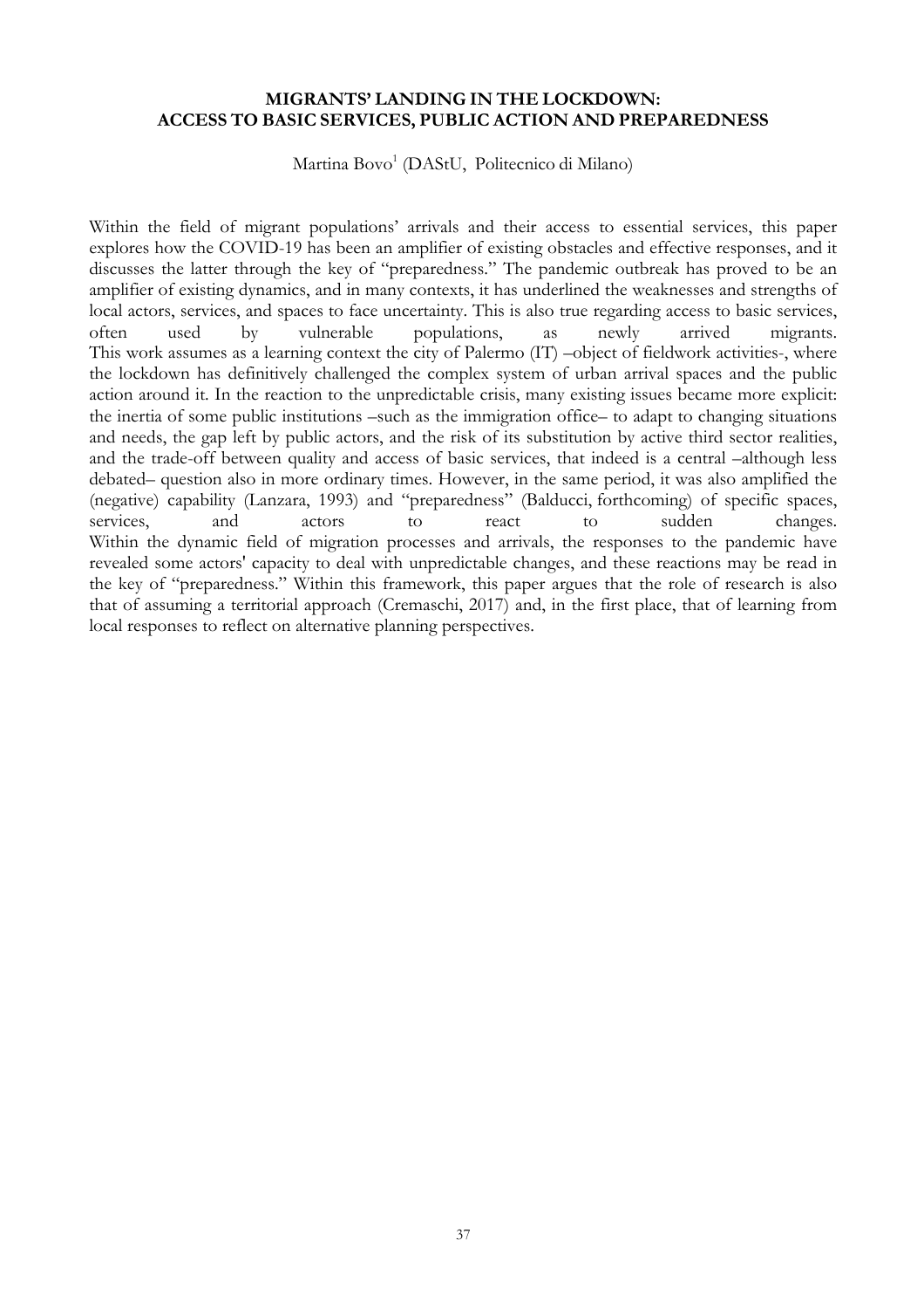**MIGRANTS' LANDING IN THE LOCKDOWN: ACCESS TO BASIC SERVICES, PUBLIC ACTION AND PREPAREDNESS**

Martina Bovo[1] (DAStU, Politecnico di Milano)

Within the field of migrant populations' arrivals and their access to essential services, this paper explores how the COVID-19 has been an amplifier of existing obstacles and effective responses, and it discusses the latter through the key of "preparedness." The pandemic outbreak has proved to be an amplifier of existing dynamics, and in many contexts, it has underlined the weaknesses and strengths of local actors, services, and spaces to face uncertainty. This is also true regarding access to basic services, often used by vulnerable populations, as newly arrived migrants.

This work assumes as a learning context the city of Palermo (IT) –object of fieldwork activities-, where the lockdown has definitively challenged the complex system of urban arrival spaces and the public action around it. In the reaction to the unpredictable crisis, many existing issues became more explicit: the inertia of some public institutions –such as the immigration office– to adapt to changing situations and needs, the gap left by public actors, and the risk of its substitution by active third sector realities, and the trade-off between quality and access of basic services, that indeed is a central –although less debated– question also in more ordinary times. However, in the same period, it was also amplified the (negative) capability (Lanzara, 1993) and "preparedness" (Balducci, forthcoming) of specific spaces, services, and actors to react to sudden changes.

Within the dynamic field of migration processes and arrivals, the responses to the pandemic have revealed some actors' capacity to deal with unpredictable changes, and these reactions may be read in the key of "preparedness." Within this framework, this paper argues that the role of research is also that of assuming a territorial approach (Cremaschi, 2017) and, in the first place, that of learning from local responses to reflect on alternative planning perspectives.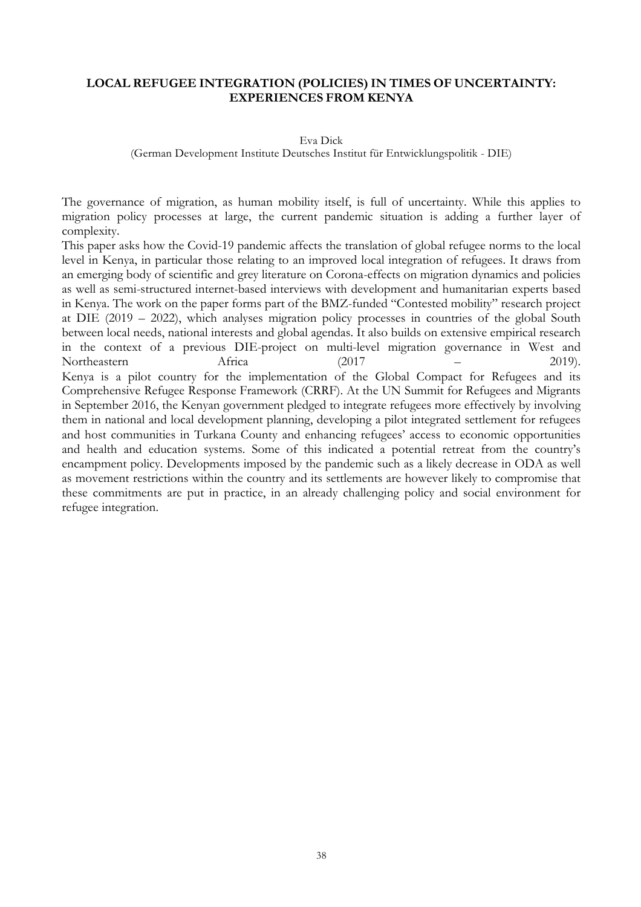## LOCAL REFUGEE INTEGRATION (POLICIES) IN TIMES OF UNCERTAINTY: EXPERIENCES FROM KENYA

Eva Dick
(German Development Institute Deutsches Institut für Entwicklungspolitik - DIE)

The governance of migration, as human mobility itself, is full of uncertainty. While this applies to migration policy processes at large, the current pandemic situation is adding a further layer of complexity.

This paper asks how the Covid-19 pandemic affects the translation of global refugee norms to the local level in Kenya, in particular those relating to an improved local integration of refugees. It draws from an emerging body of scientific and grey literature on Corona-effects on migration dynamics and policies as well as semi-structured internet-based interviews with development and humanitarian experts based in Kenya. The work on the paper forms part of the BMZ-funded "Contested mobility" research project at DIE (2019 – 2022), which analyses migration policy processes in countries of the global South between local needs, national interests and global agendas. It also builds on extensive empirical research in the context of a previous DIE-project on multi-level migration governance in West and Northeastern Africa (2017 – 2019).

Kenya is a pilot country for the implementation of the Global Compact for Refugees and its Comprehensive Refugee Response Framework (CRRF). At the UN Summit for Refugees and Migrants in September 2016, the Kenyan government pledged to integrate refugees more effectively by involving them in national and local development planning, developing a pilot integrated settlement for refugees and host communities in Turkana County and enhancing refugees' access to economic opportunities and health and education systems. Some of this indicated a potential retreat from the country's encampment policy. Developments imposed by the pandemic such as a likely decrease in ODA as well as movement restrictions within the country and its settlements are however likely to compromise that these commitments are put in practice, in an already challenging policy and social environment for refugee integration.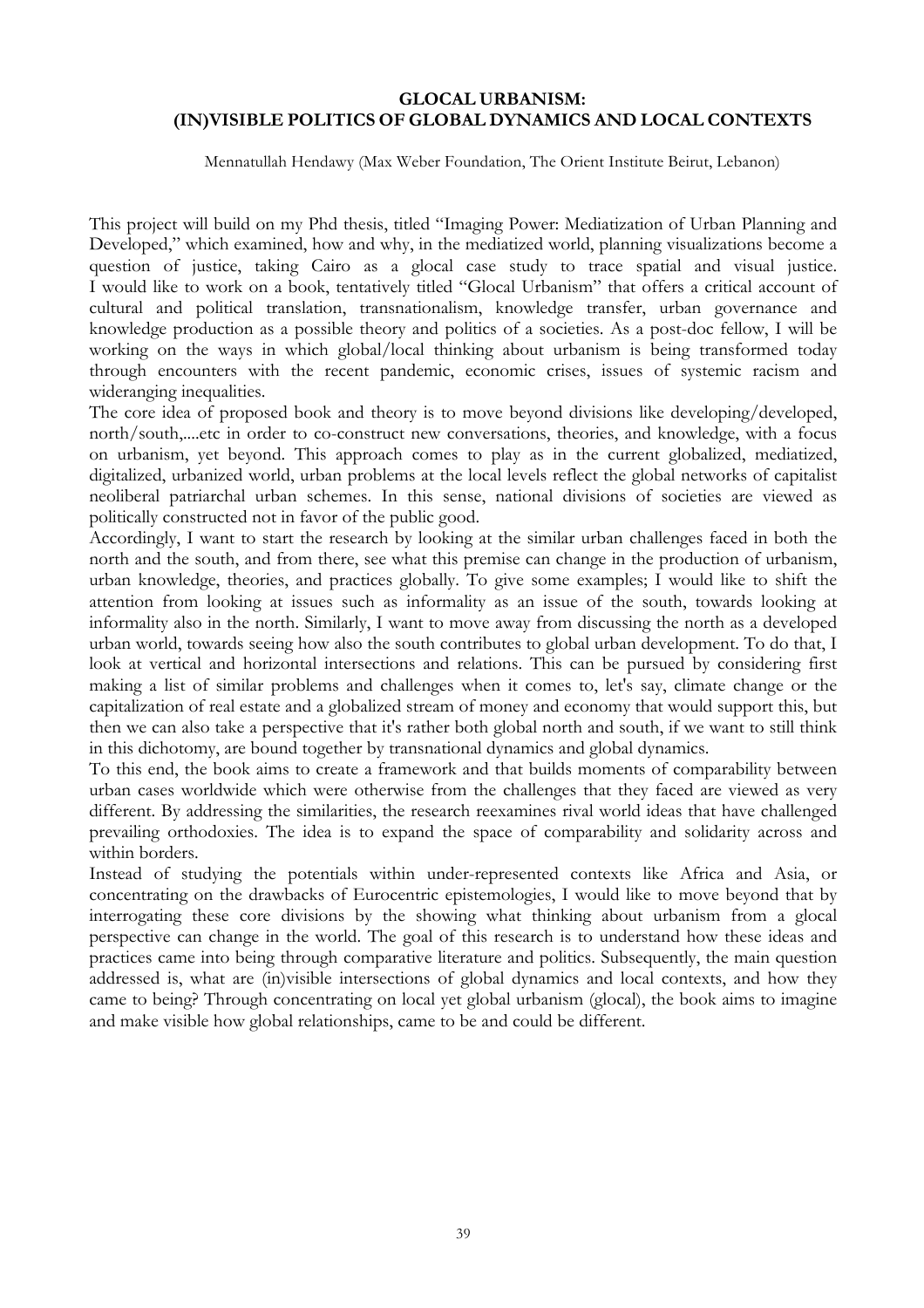## GLOCAL URBANISM: (IN)VISIBLE POLITICS OF GLOBAL DYNAMICS AND LOCAL CONTEXTS

Mennatullah Hendawy (Max Weber Foundation, The Orient Institute Beirut, Lebanon)

This project will build on my Phd thesis, titled "Imaging Power: Mediatization of Urban Planning and Developed," which examined, how and why, in the mediatized world, planning visualizations become a question of justice, taking Cairo as a glocal case study to trace spatial and visual justice. I would like to work on a book, tentatively titled "Glocal Urbanism" that offers a critical account of cultural and political translation, transnationalism, knowledge transfer, urban governance and knowledge production as a possible theory and politics of a societies. As a post-doc fellow, I will be working on the ways in which global/local thinking about urbanism is being transformed today through encounters with the recent pandemic, economic crises, issues of systemic racism and wideranging inequalities.

The core idea of proposed book and theory is to move beyond divisions like developing/developed, north/south,....etc in order to co-construct new conversations, theories, and knowledge, with a focus on urbanism, yet beyond. This approach comes to play as in the current globalized, mediatized, digitalized, urbanized world, urban problems at the local levels reflect the global networks of capitalist neoliberal patriarchal urban schemes. In this sense, national divisions of societies are viewed as politically constructed not in favor of the public good.

Accordingly, I want to start the research by looking at the similar urban challenges faced in both the north and the south, and from there, see what this premise can change in the production of urbanism, urban knowledge, theories, and practices globally. To give some examples; I would like to shift the attention from looking at issues such as informality as an issue of the south, towards looking at informality also in the north. Similarly, I want to move away from discussing the north as a developed urban world, towards seeing how also the south contributes to global urban development. To do that, I look at vertical and horizontal intersections and relations. This can be pursued by considering first making a list of similar problems and challenges when it comes to, let's say, climate change or the capitalization of real estate and a globalized stream of money and economy that would support this, but then we can also take a perspective that it's rather both global north and south, if we want to still think in this dichotomy, are bound together by transnational dynamics and global dynamics.

To this end, the book aims to create a framework and that builds moments of comparability between urban cases worldwide which were otherwise from the challenges that they faced are viewed as very different. By addressing the similarities, the research reexamines rival world ideas that have challenged prevailing orthodoxies. The idea is to expand the space of comparability and solidarity across and within borders.

Instead of studying the potentials within under-represented contexts like Africa and Asia, or concentrating on the drawbacks of Eurocentric epistemologies, I would like to move beyond that by interrogating these core divisions by the showing what thinking about urbanism from a glocal perspective can change in the world. The goal of this research is to understand how these ideas and practices came into being through comparative literature and politics. Subsequently, the main question addressed is, what are (in)visible intersections of global dynamics and local contexts, and how they came to being? Through concentrating on local yet global urbanism (glocal), the book aims to imagine and make visible how global relationships, came to be and could be different.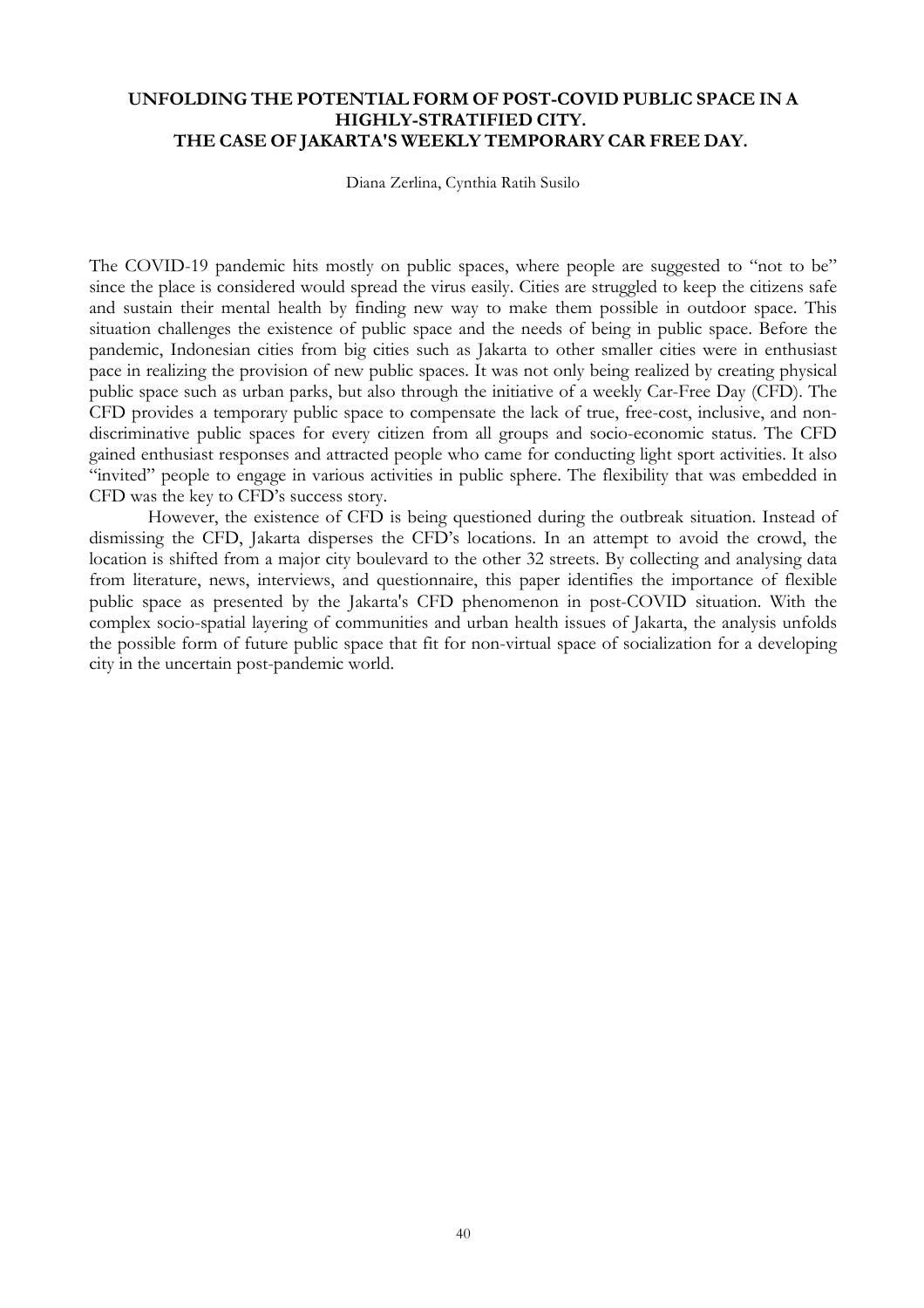## UNFOLDING THE POTENTIAL FORM OF POST-COVID PUBLIC SPACE IN A HIGHLY-STRATIFIED CITY. THE CASE OF JAKARTA'S WEEKLY TEMPORARY CAR FREE DAY.

Diana Zerlina, Cynthia Ratih Susilo

The COVID-19 pandemic hits mostly on public spaces, where people are suggested to "not to be" since the place is considered would spread the virus easily. Cities are struggled to keep the citizens safe and sustain their mental health by finding new way to make them possible in outdoor space. This situation challenges the existence of public space and the needs of being in public space. Before the pandemic, Indonesian cities from big cities such as Jakarta to other smaller cities were in enthusiast pace in realizing the provision of new public spaces. It was not only being realized by creating physical public space such as urban parks, but also through the initiative of a weekly Car-Free Day (CFD). The CFD provides a temporary public space to compensate the lack of true, free-cost, inclusive, and non-discriminative public spaces for every citizen from all groups and socio-economic status. The CFD gained enthusiast responses and attracted people who came for conducting light sport activities. It also "invited" people to engage in various activities in public sphere. The flexibility that was embedded in CFD was the key to CFD's success story.

However, the existence of CFD is being questioned during the outbreak situation. Instead of dismissing the CFD, Jakarta disperses the CFD's locations. In an attempt to avoid the crowd, the location is shifted from a major city boulevard to the other 32 streets. By collecting and analysing data from literature, news, interviews, and questionnaire, this paper identifies the importance of flexible public space as presented by the Jakarta's CFD phenomenon in post-COVID situation. With the complex socio-spatial layering of communities and urban health issues of Jakarta, the analysis unfolds the possible form of future public space that fit for non-virtual space of socialization for a developing city in the uncertain post-pandemic world.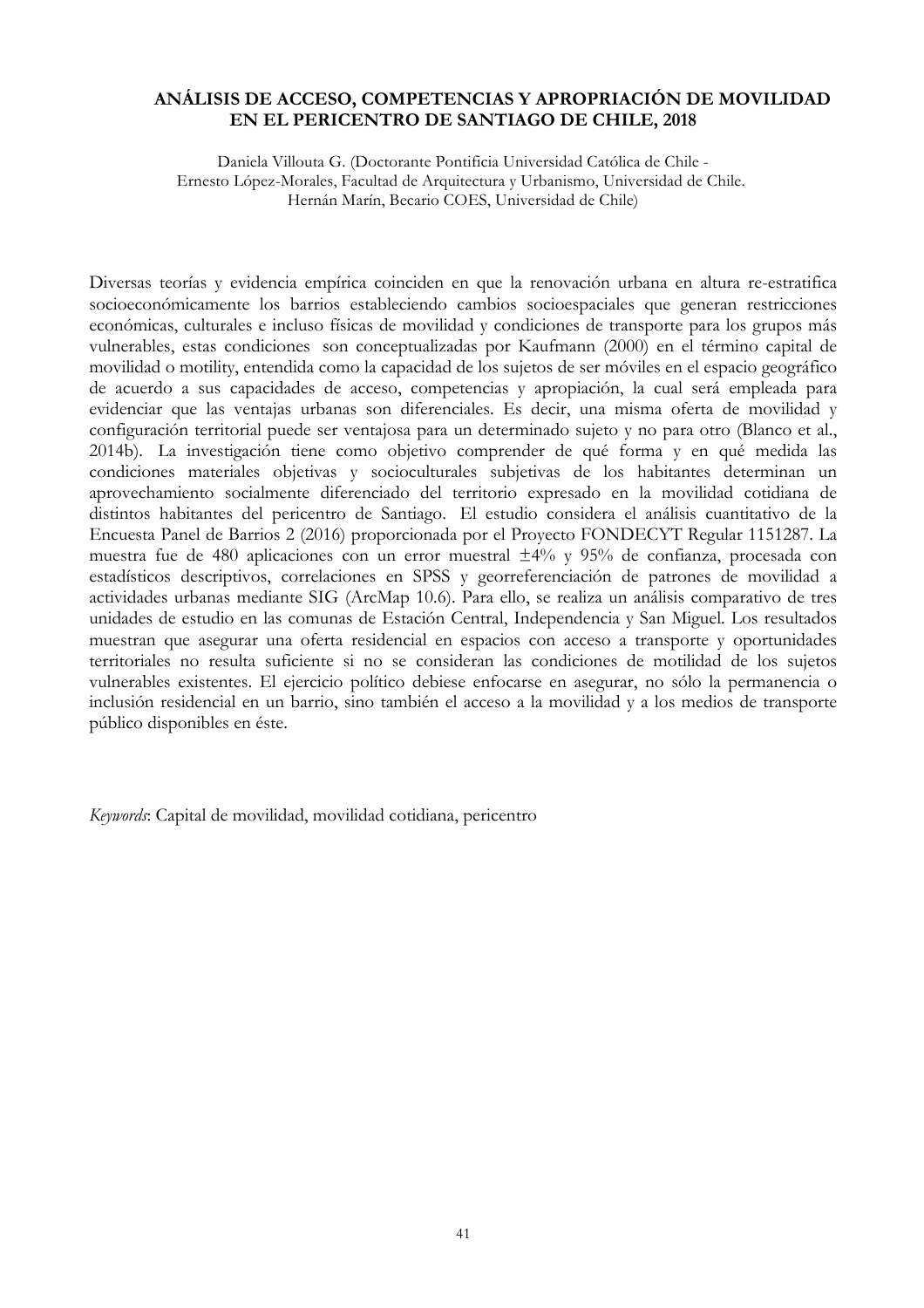## ANÁLISIS DE ACCESO, COMPETENCIAS Y APROPRIACIÓN DE MOVILIDAD EN EL PERICENTRO DE SANTIAGO DE CHILE, 2018

Daniela Villouta G. (Doctorante Pontificia Universidad Católica de Chile -
Ernesto López-Morales, Facultad de Arquitectura y Urbanismo, Universidad de Chile.
Hernán Marín, Becario COES, Universidad de Chile)

Diversas teorías y evidencia empírica coinciden en que la renovación urbana en altura re-estratifica socioeconómicamente los barrios estableciendo cambios socioespaciales que generan restricciones económicas, culturales e incluso físicas de movilidad y condiciones de transporte para los grupos más vulnerables, estas condiciones son conceptualizadas por Kaufmann (2000) en el término capital de movilidad o motility, entendida como la capacidad de los sujetos de ser móviles en el espacio geográfico de acuerdo a sus capacidades de acceso, competencias y apropiación, la cual será empleada para evidenciar que las ventajas urbanas son diferenciales. Es decir, una misma oferta de movilidad y configuración territorial puede ser ventajosa para un determinado sujeto y no para otro (Blanco et al., 2014b). La investigación tiene como objetivo comprender de qué forma y en qué medida las condiciones materiales objetivas y socioculturales subjetivas de los habitantes determinan un aprovechamiento socialmente diferenciado del territorio expresado en la movilidad cotidiana de distintos habitantes del pericentro de Santiago. El estudio considera el análisis cuantitativo de la Encuesta Panel de Barrios 2 (2016) proporcionada por el Proyecto FONDECYT Regular 1151287. La muestra fue de 480 aplicaciones con un error muestral ±4% y 95% de confianza, procesada con estadísticos descriptivos, correlaciones en SPSS y georreferenciación de patrones de movilidad a actividades urbanas mediante SIG (ArcMap 10.6). Para ello, se realiza un análisis comparativo de tres unidades de estudio en las comunas de Estación Central, Independencia y San Miguel. Los resultados muestran que asegurar una oferta residencial en espacios con acceso a transporte y oportunidades territoriales no resulta suficiente si no se consideran las condiciones de motilidad de los sujetos vulnerables existentes. El ejercicio político debiese enfocarse en asegurar, no sólo la permanencia o inclusión residencial en un barrio, sino también el acceso a la movilidad y a los medios de transporte público disponibles en éste.

*Keywords*: Capital de movilidad, movilidad cotidiana, pericentro